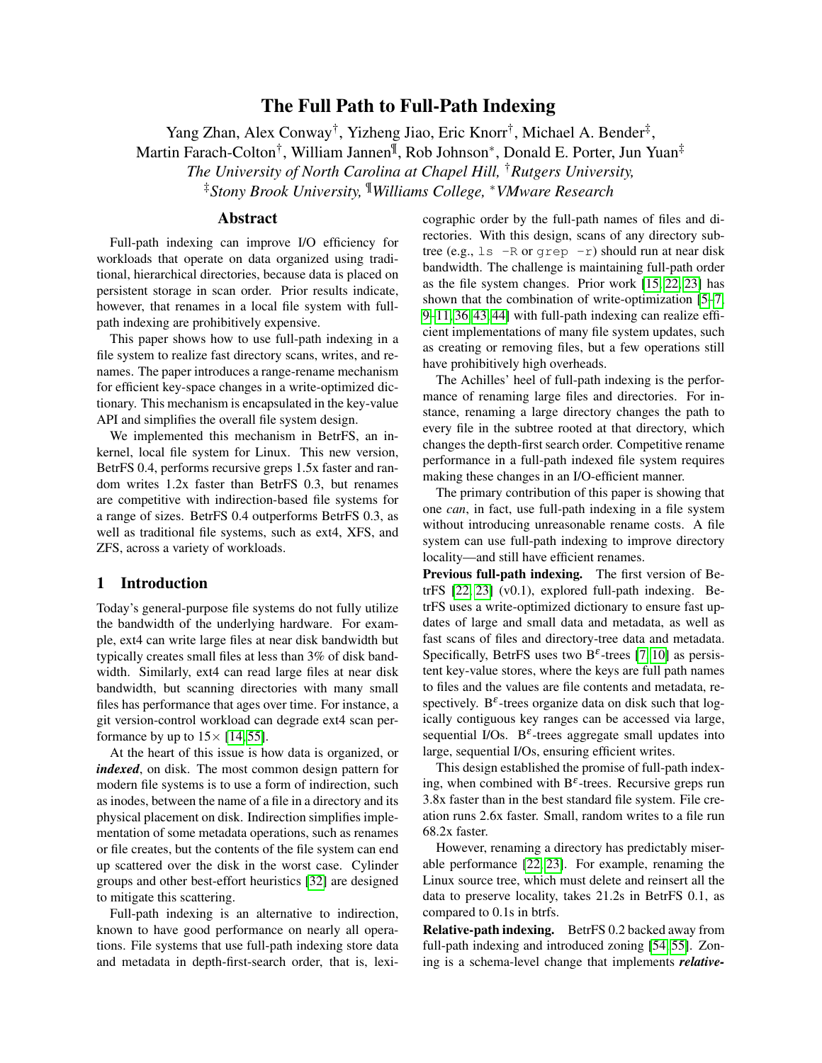# The Full Path to Full-Path Indexing

Yang Zhan, Alex Conway[†], Yizheng Jiao, Eric Knorr[†], Michael A. Bender[‡], Martin Farach-Colton[†], William Jannen[¶], Rob Johnson[*], Donald E. Porter, Jun Yuan[‡]

*The University of North Carolina at Chapel Hill, [†]Rutgers University, [‡]Stony Brook University, [¶]Williams College, [*]VMware Research*

## Abstract

Full-path indexing can improve I/O efficiency for workloads that operate on data organized using traditional, hierarchical directories, because data is placed on persistent storage in scan order. Prior results indicate, however, that renames in a local file system with full-path indexing are prohibitively expensive.

This paper shows how to use full-path indexing in a file system to realize fast directory scans, writes, and renames. The paper introduces a range-rename mechanism for efficient key-space changes in a write-optimized dictionary. This mechanism is encapsulated in the key-value API and simplifies the overall file system design.

We implemented this mechanism in BetrFS, an in-kernel, local file system for Linux. This new version, BetrFS 0.4, performs recursive greps 1.5x faster and random writes 1.2x faster than BetrFS 0.3, but renames are competitive with indirection-based file systems for a range of sizes. BetrFS 0.4 outperforms BetrFS 0.3, as well as traditional file systems, such as ext4, XFS, and ZFS, across a variety of workloads.

## 1 Introduction

Today's general-purpose file systems do not fully utilize the bandwidth of the underlying hardware. For example, ext4 can write large files at near disk bandwidth but typically creates small files at less than 3% of disk bandwidth. Similarly, ext4 can read large files at near disk bandwidth, but scanning directories with many small files has performance that ages over time. For instance, a git version-control workload can degrade ext4 scan performance by up to 15× [14, 55].

At the heart of this issue is how data is organized, or ***indexed***, on disk. The most common design pattern for modern file systems is to use a form of indirection, such as inodes, between the name of a file in a directory and its physical placement on disk. Indirection simplifies implementation of some metadata operations, such as renames or file creates, but the contents of the file system can end up scattered over the disk in the worst case. Cylinder groups and other best-effort heuristics [32] are designed to mitigate this scattering.

Full-path indexing is an alternative to indirection, known to have good performance on nearly all operations. File systems that use full-path indexing store data and metadata in depth-first-search order, that is, lexicographic order by the full-path names of files and directories. With this design, scans of any directory subtree (e.g., `ls -R` or `grep -r`) should run at near disk bandwidth. The challenge is maintaining full-path order as the file system changes. Prior work [15, 22, 23] has shown that the combination of write-optimization [5–7, 9–11, 36, 43, 44] with full-path indexing can realize efficient implementations of many file system updates, such as creating or removing files, but a few operations still have prohibitively high overheads.

The Achilles' heel of full-path indexing is the performance of renaming large files and directories. For instance, renaming a large directory changes the path to every file in the subtree rooted at that directory, which changes the depth-first search order. Competitive rename performance in a full-path indexed file system requires making these changes in an I/O-efficient manner.

The primary contribution of this paper is showing that one *can*, in fact, use full-path indexing in a file system without introducing unreasonable rename costs. A file system can use full-path indexing to improve directory locality—and still have efficient renames.

**Previous full-path indexing.** The first version of BetrFS [22, 23] (v0.1), explored full-path indexing. BetrFS uses a write-optimized dictionary to ensure fast updates of large and small data and metadata, as well as fast scans of files and directory-tree data and metadata. Specifically, BetrFS uses two B$^\varepsilon$-trees [7, 10] as persistent key-value stores, where the keys are full path names to files and the values are file contents and metadata, respectively. B$^\varepsilon$-trees organize data on disk such that logically contiguous key ranges can be accessed via large, sequential I/Os. B$^\varepsilon$-trees aggregate small updates into large, sequential I/Os, ensuring efficient writes.

This design established the promise of full-path indexing, when combined with B$^\varepsilon$-trees. Recursive greps run 3.8x faster than in the best standard file system. File creation runs 2.6x faster. Small, random writes to a file run 68.2x faster.

However, renaming a directory has predictably miserable performance [22, 23]. For example, renaming the Linux source tree, which must delete and reinsert all the data to preserve locality, takes 21.2s in BetrFS 0.1, as compared to 0.1s in btrfs.

**Relative-path indexing.** BetrFS 0.2 backed away from full-path indexing and introduced zoning [54, 55]. Zoning is a schema-level change that implements ***relative-***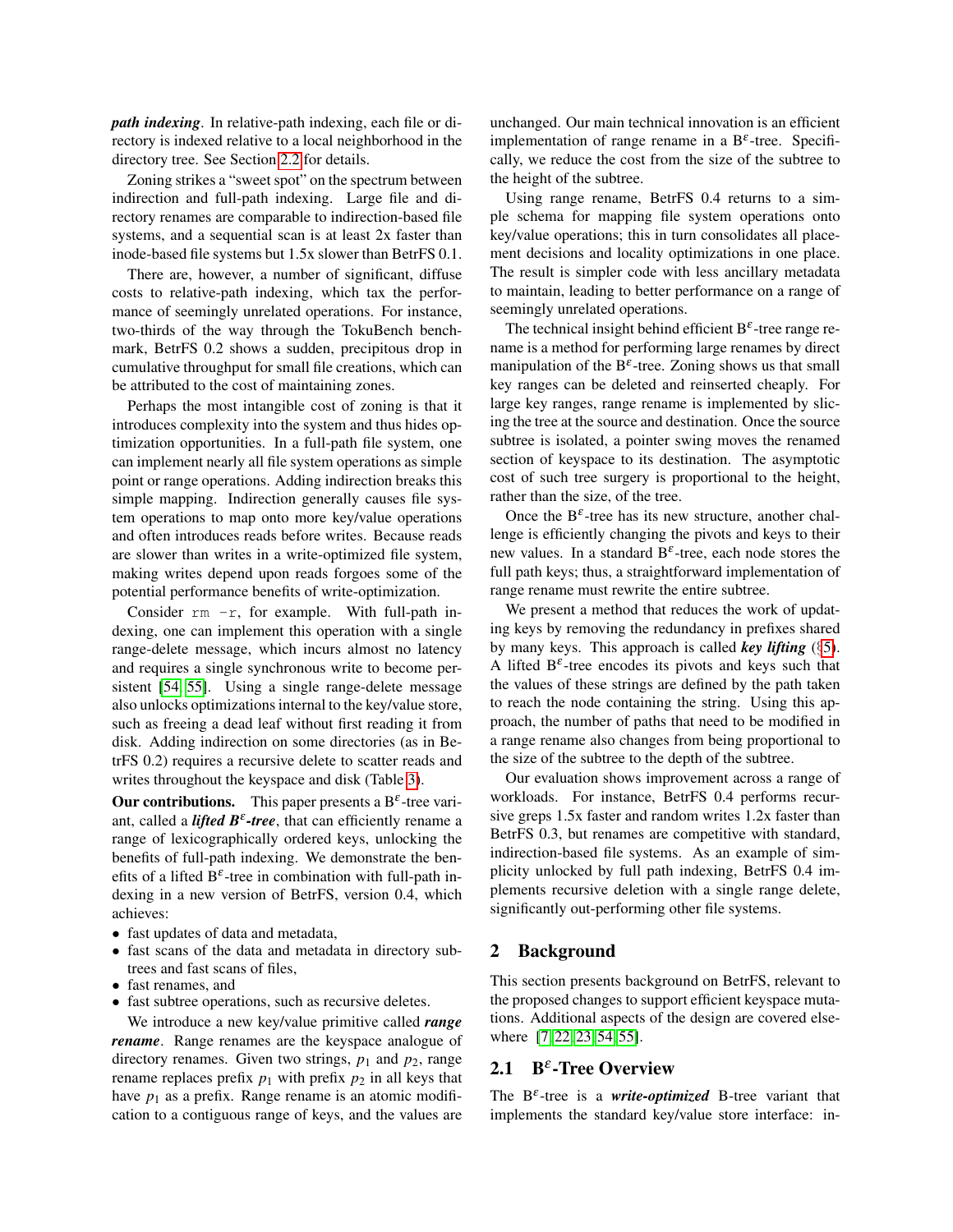***path indexing***. In relative-path indexing, each file or directory is indexed relative to a local neighborhood in the directory tree. See Section 2.2 for details.

Zoning strikes a "sweet spot" on the spectrum between indirection and full-path indexing. Large file and directory renames are comparable to indirection-based file systems, and a sequential scan is at least 2x faster than inode-based file systems but 1.5x slower than BetrFS 0.1.

There are, however, a number of significant, diffuse costs to relative-path indexing, which tax the performance of seemingly unrelated operations. For instance, two-thirds of the way through the TokuBench benchmark, BetrFS 0.2 shows a sudden, precipitous drop in cumulative throughput for small file creations, which can be attributed to the cost of maintaining zones.

Perhaps the most intangible cost of zoning is that it introduces complexity into the system and thus hides optimization opportunities. In a full-path file system, one can implement nearly all file system operations as simple point or range operations. Adding indirection breaks this simple mapping. Indirection generally causes file system operations to map onto more key/value operations and often introduces reads before writes. Because reads are slower than writes in a write-optimized file system, making writes depend upon reads forgoes some of the potential performance benefits of write-optimization.

Consider `rm -r`, for example. With full-path indexing, one can implement this operation with a single range-delete message, which incurs almost no latency and requires a single synchronous write to become persistent [54, 55]. Using a single range-delete message also unlocks optimizations internal to the key/value store, such as freeing a dead leaf without first reading it from disk. Adding indirection on some directories (as in BetrFS 0.2) requires a recursive delete to scatter reads and writes throughout the keyspace and disk (Table 3).

**Our contributions.** This paper presents a B$^\varepsilon$-tree variant, called a ***lifted B$^\varepsilon$-tree***, that can efficiently rename a range of lexicographically ordered keys, unlocking the benefits of full-path indexing. We demonstrate the benefits of a lifted B$^\varepsilon$-tree in combination with full-path indexing in a new version of BetrFS, version 0.4, which achieves:

- fast updates of data and metadata,
- fast scans of the data and metadata in directory subtrees and fast scans of files,
- fast renames, and
- fast subtree operations, such as recursive deletes.

We introduce a new key/value primitive called ***range rename***. Range renames are the keyspace analogue of directory renames. Given two strings, $p_1$ and $p_2$, range rename replaces prefix $p_1$ with prefix $p_2$ in all keys that have $p_1$ as a prefix. Range rename is an atomic modification to a contiguous range of keys, and the values are unchanged. Our main technical innovation is an efficient implementation of range rename in a B$^\varepsilon$-tree. Specifically, we reduce the cost from the size of the subtree to the height of the subtree.

Using range rename, BetrFS 0.4 returns to a simple schema for mapping file system operations onto key/value operations; this in turn consolidates all placement decisions and locality optimizations in one place. The result is simpler code with less ancillary metadata to maintain, leading to better performance on a range of seemingly unrelated operations.

The technical insight behind efficient B$^\varepsilon$-tree range rename is a method for performing large renames by direct manipulation of the B$^\varepsilon$-tree. Zoning shows us that small key ranges can be deleted and reinserted cheaply. For large key ranges, range rename is implemented by slicing the tree at the source and destination. Once the source subtree is isolated, a pointer swing moves the renamed section of keyspace to its destination. The asymptotic cost of such tree surgery is proportional to the height, rather than the size, of the tree.

Once the B$^\varepsilon$-tree has its new structure, another challenge is efficiently changing the pivots and keys to their new values. In a standard B$^\varepsilon$-tree, each node stores the full path keys; thus, a straightforward implementation of range rename must rewrite the entire subtree.

We present a method that reduces the work of updating keys by removing the redundancy in prefixes shared by many keys. This approach is called ***key lifting*** (§5). A lifted B$^\varepsilon$-tree encodes its pivots and keys such that the values of these strings are defined by the path taken to reach the node containing the string. Using this approach, the number of paths that need to be modified in a range rename also changes from being proportional to the size of the subtree to the depth of the subtree.

Our evaluation shows improvement across a range of workloads. For instance, BetrFS 0.4 performs recursive greps 1.5x faster and random writes 1.2x faster than BetrFS 0.3, but renames are competitive with standard, indirection-based file systems. As an example of simplicity unlocked by full path indexing, BetrFS 0.4 implements recursive deletion with a single range delete, significantly out-performing other file systems.

## 2 Background

This section presents background on BetrFS, relevant to the proposed changes to support efficient keyspace mutations. Additional aspects of the design are covered elsewhere [7, 22, 23, 54, 55].

### 2.1 B$^\varepsilon$-Tree Overview

The B$^\varepsilon$-tree is a ***write-optimized*** B-tree variant that implements the standard key/value store interface: in-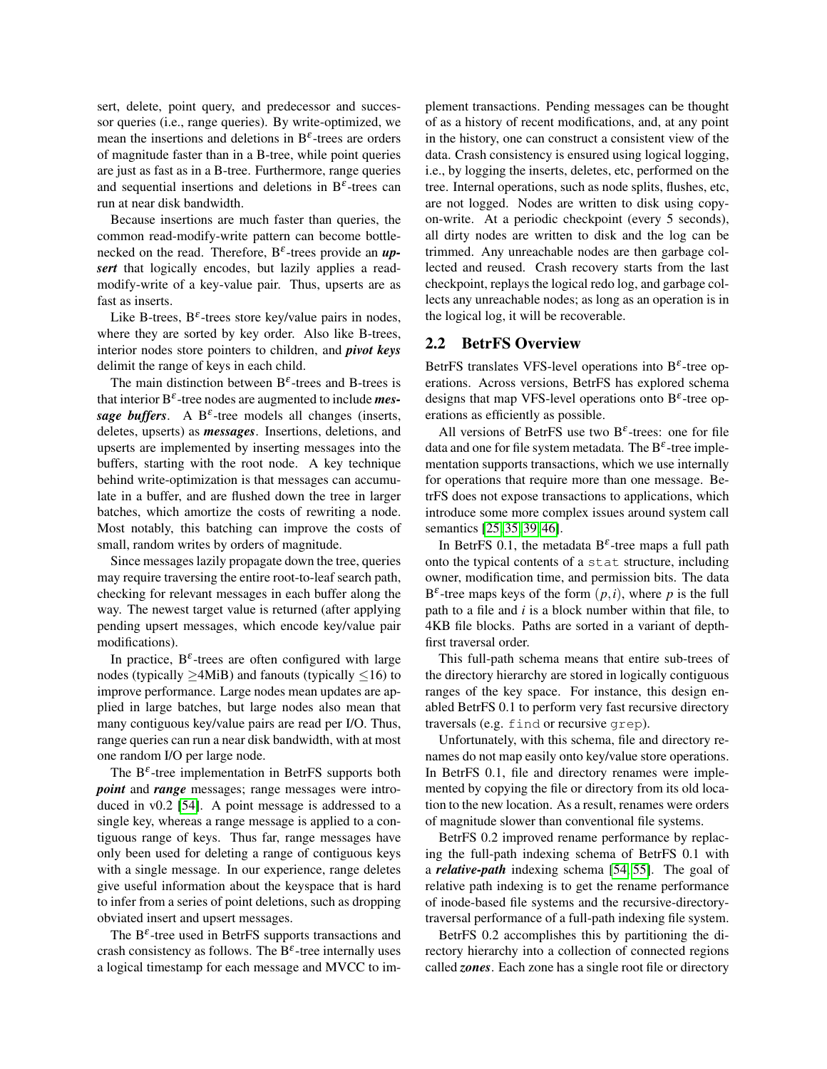sert, delete, point query, and predecessor and successor queries (i.e., range queries). By write-optimized, we mean the insertions and deletions in B$^{\varepsilon}$-trees are orders of magnitude faster than in a B-tree, while point queries are just as fast as in a B-tree. Furthermore, range queries and sequential insertions and deletions in B$^{\varepsilon}$-trees can run at near disk bandwidth.

Because insertions are much faster than queries, the common read-modify-write pattern can become bottlenecked on the read. Therefore, B$^{\varepsilon}$-trees provide an ***upsert*** that logically encodes, but lazily applies a read-modify-write of a key-value pair. Thus, upserts are as fast as inserts.

Like B-trees, B$^{\varepsilon}$-trees store key/value pairs in nodes, where they are sorted by key order. Also like B-trees, interior nodes store pointers to children, and ***pivot keys*** delimit the range of keys in each child.

The main distinction between B$^{\varepsilon}$-trees and B-trees is that interior B$^{\varepsilon}$-tree nodes are augmented to include ***message buffers***. A B$^{\varepsilon}$-tree models all changes (inserts, deletes, upserts) as ***messages***. Insertions, deletions, and upserts are implemented by inserting messages into the buffers, starting with the root node. A key technique behind write-optimization is that messages can accumulate in a buffer, and are flushed down the tree in larger batches, which amortize the costs of rewriting a node. Most notably, this batching can improve the costs of small, random writes by orders of magnitude.

Since messages lazily propagate down the tree, queries may require traversing the entire root-to-leaf search path, checking for relevant messages in each buffer along the way. The newest target value is returned (after applying pending upsert messages, which encode key/value pair modifications).

In practice, B$^{\varepsilon}$-trees are often configured with large nodes (typically $\geq$4MiB) and fanouts (typically $\leq$16) to improve performance. Large nodes mean updates are applied in large batches, but large nodes also mean that many contiguous key/value pairs are read per I/O. Thus, range queries can run a near disk bandwidth, with at most one random I/O per large node.

The B$^{\varepsilon}$-tree implementation in BetrFS supports both ***point*** and ***range*** messages; range messages were introduced in v0.2 [54]. A point message is addressed to a single key, whereas a range message is applied to a contiguous range of keys. Thus far, range messages have only been used for deleting a range of contiguous keys with a single message. In our experience, range deletes give useful information about the keyspace that is hard to infer from a series of point deletions, such as dropping obviated insert and upsert messages.

The B$^{\varepsilon}$-tree used in BetrFS supports transactions and crash consistency as follows. The B$^{\varepsilon}$-tree internally uses a logical timestamp for each message and MVCC to implement transactions. Pending messages can be thought of as a history of recent modifications, and, at any point in the history, one can construct a consistent view of the data. Crash consistency is ensured using logical logging, i.e., by logging the inserts, deletes, etc, performed on the tree. Internal operations, such as node splits, flushes, etc, are not logged. Nodes are written to disk using copy-on-write. At a periodic checkpoint (every 5 seconds), all dirty nodes are written to disk and the log can be trimmed. Any unreachable nodes are then garbage collected and reused. Crash recovery starts from the last checkpoint, replays the logical redo log, and garbage collects any unreachable nodes; as long as an operation is in the logical log, it will be recoverable.

## 2.2 BetrFS Overview

BetrFS translates VFS-level operations into B$^{\varepsilon}$-tree operations. Across versions, BetrFS has explored schema designs that map VFS-level operations onto B$^{\varepsilon}$-tree operations as efficiently as possible.

All versions of BetrFS use two B$^{\varepsilon}$-trees: one for file data and one for file system metadata. The B$^{\varepsilon}$-tree implementation supports transactions, which we use internally for operations that require more than one message. BetrFS does not expose transactions to applications, which introduce some more complex issues around system call semantics [25, 35, 39, 46].

In BetrFS 0.1, the metadata B$^{\varepsilon}$-tree maps a full path onto the typical contents of a `stat` structure, including owner, modification time, and permission bits. The data B$^{\varepsilon}$-tree maps keys of the form $(p,i)$, where $p$ is the full path to a file and $i$ is a block number within that file, to 4KB file blocks. Paths are sorted in a variant of depth-first traversal order.

This full-path schema means that entire sub-trees of the directory hierarchy are stored in logically contiguous ranges of the key space. For instance, this design enabled BetrFS 0.1 to perform very fast recursive directory traversals (e.g. `find` or recursive `grep`).

Unfortunately, with this schema, file and directory renames do not map easily onto key/value store operations. In BetrFS 0.1, file and directory renames were implemented by copying the file or directory from its old location to the new location. As a result, renames were orders of magnitude slower than conventional file systems.

BetrFS 0.2 improved rename performance by replacing the full-path indexing schema of BetrFS 0.1 with a ***relative-path*** indexing schema [54, 55]. The goal of relative path indexing is to get the rename performance of inode-based file systems and the recursive-directory-traversal performance of a full-path indexing file system.

BetrFS 0.2 accomplishes this by partitioning the directory hierarchy into a collection of connected regions called ***zones***. Each zone has a single root file or directory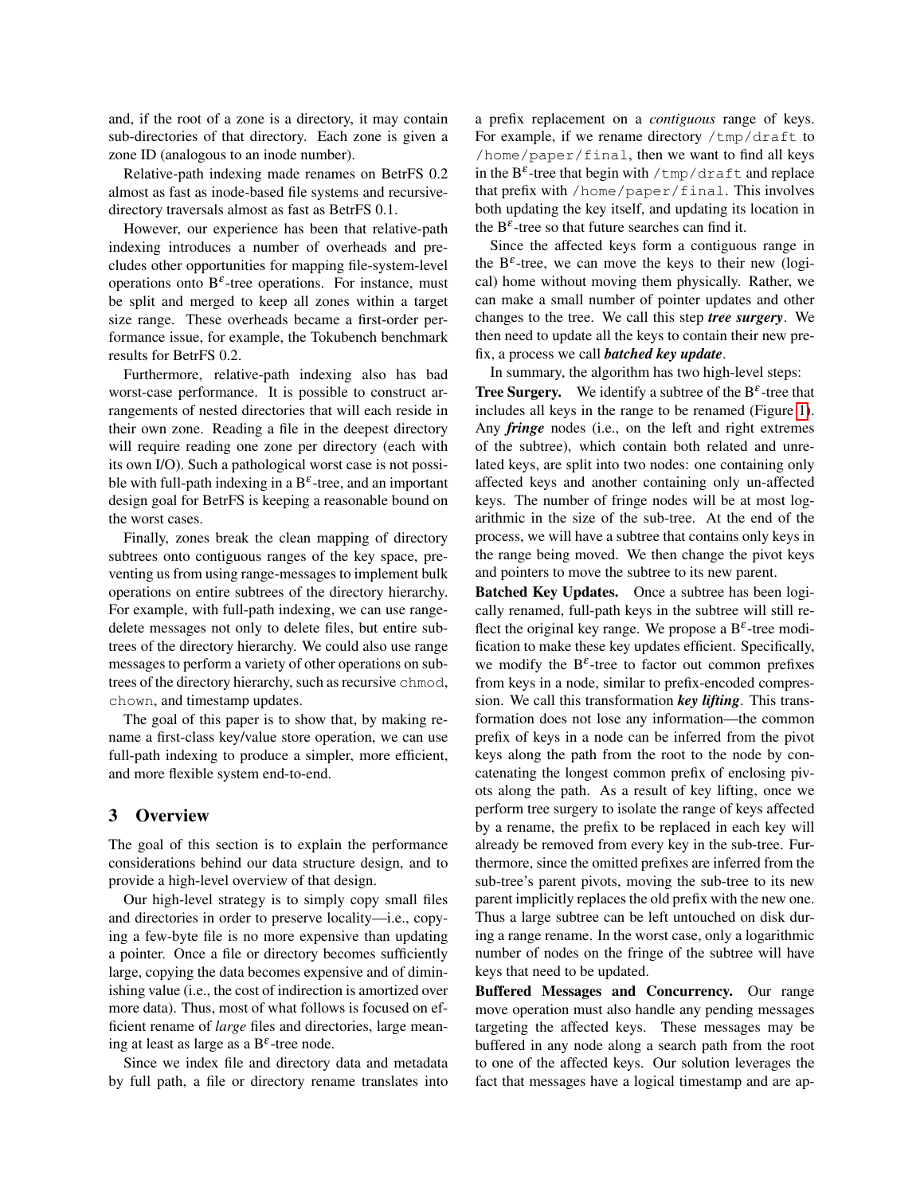and, if the root of a zone is a directory, it may contain sub-directories of that directory. Each zone is given a zone ID (analogous to an inode number).

Relative-path indexing made renames on BetrFS 0.2 almost as fast as inode-based file systems and recursive-directory traversals almost as fast as BetrFS 0.1.

However, our experience has been that relative-path indexing introduces a number of overheads and precludes other opportunities for mapping file-system-level operations onto B$^{\varepsilon}$-tree operations. For instance, must be split and merged to keep all zones within a target size range. These overheads became a first-order performance issue, for example, the Tokubench benchmark results for BetrFS 0.2.

Furthermore, relative-path indexing also has bad worst-case performance. It is possible to construct arrangements of nested directories that will each reside in their own zone. Reading a file in the deepest directory will require reading one zone per directory (each with its own I/O). Such a pathological worst case is not possible with full-path indexing in a B$^{\varepsilon}$-tree, and an important design goal for BetrFS is keeping a reasonable bound on the worst cases.

Finally, zones break the clean mapping of directory subtrees onto contiguous ranges of the key space, preventing us from using range-messages to implement bulk operations on entire subtrees of the directory hierarchy. For example, with full-path indexing, we can use range-delete messages not only to delete files, but entire subtrees of the directory hierarchy. We could also use range messages to perform a variety of other operations on subtrees of the directory hierarchy, such as recursive `chmod`, `chown`, and timestamp updates.

The goal of this paper is to show that, by making rename a first-class key/value store operation, we can use full-path indexing to produce a simpler, more efficient, and more flexible system end-to-end.

## 3 Overview

The goal of this section is to explain the performance considerations behind our data structure design, and to provide a high-level overview of that design.

Our high-level strategy is to simply copy small files and directories in order to preserve locality—i.e., copying a few-byte file is no more expensive than updating a pointer. Once a file or directory becomes sufficiently large, copying the data becomes expensive and of diminishing value (i.e., the cost of indirection is amortized over more data). Thus, most of what follows is focused on efficient rename of *large* files and directories, large meaning at least as large as a B$^{\varepsilon}$-tree node.

Since we index file and directory data and metadata by full path, a file or directory rename translates into a prefix replacement on a *contiguous* range of keys. For example, if we rename directory `/tmp/draft` to `/home/paper/final`, then we want to find all keys in the B$^{\varepsilon}$-tree that begin with `/tmp/draft` and replace that prefix with `/home/paper/final`. This involves both updating the key itself, and updating its location in the B$^{\varepsilon}$-tree so that future searches can find it.

Since the affected keys form a contiguous range in the B$^{\varepsilon}$-tree, we can move the keys to their new (logical) home without moving them physically. Rather, we can make a small number of pointer updates and other changes to the tree. We call this step ***tree surgery***. We then need to update all the keys to contain their new prefix, a process we call ***batched key update***.

In summary, the algorithm has two high-level steps:

**Tree Surgery.** We identify a subtree of the B$^{\varepsilon}$-tree that includes all keys in the range to be renamed (Figure 1). Any ***fringe*** nodes (i.e., on the left and right extremes of the subtree), which contain both related and unrelated keys, are split into two nodes: one containing only affected keys and another containing only un-affected keys. The number of fringe nodes will be at most logarithmic in the size of the sub-tree. At the end of the process, we will have a subtree that contains only keys in the range being moved. We then change the pivot keys and pointers to move the subtree to its new parent.

**Batched Key Updates.** Once a subtree has been logically renamed, full-path keys in the subtree will still reflect the original key range. We propose a B$^{\varepsilon}$-tree modification to make these key updates efficient. Specifically, we modify the B$^{\varepsilon}$-tree to factor out common prefixes from keys in a node, similar to prefix-encoded compression. We call this transformation ***key lifting***. This transformation does not lose any information—the common prefix of keys in a node can be inferred from the pivot keys along the path from the root to the node by concatenating the longest common prefix of enclosing pivots along the path. As a result of key lifting, once we perform tree surgery to isolate the range of keys affected by a rename, the prefix to be replaced in each key will already be removed from every key in the sub-tree. Furthermore, since the omitted prefixes are inferred from the sub-tree's parent pivots, moving the sub-tree to its new parent implicitly replaces the old prefix with the new one. Thus a large subtree can be left untouched on disk during a range rename. In the worst case, only a logarithmic number of nodes on the fringe of the subtree will have keys that need to be updated.

**Buffered Messages and Concurrency.** Our range move operation must also handle any pending messages targeting the affected keys. These messages may be buffered in any node along a search path from the root to one of the affected keys. Our solution leverages the fact that messages have a logical timestamp and are ap-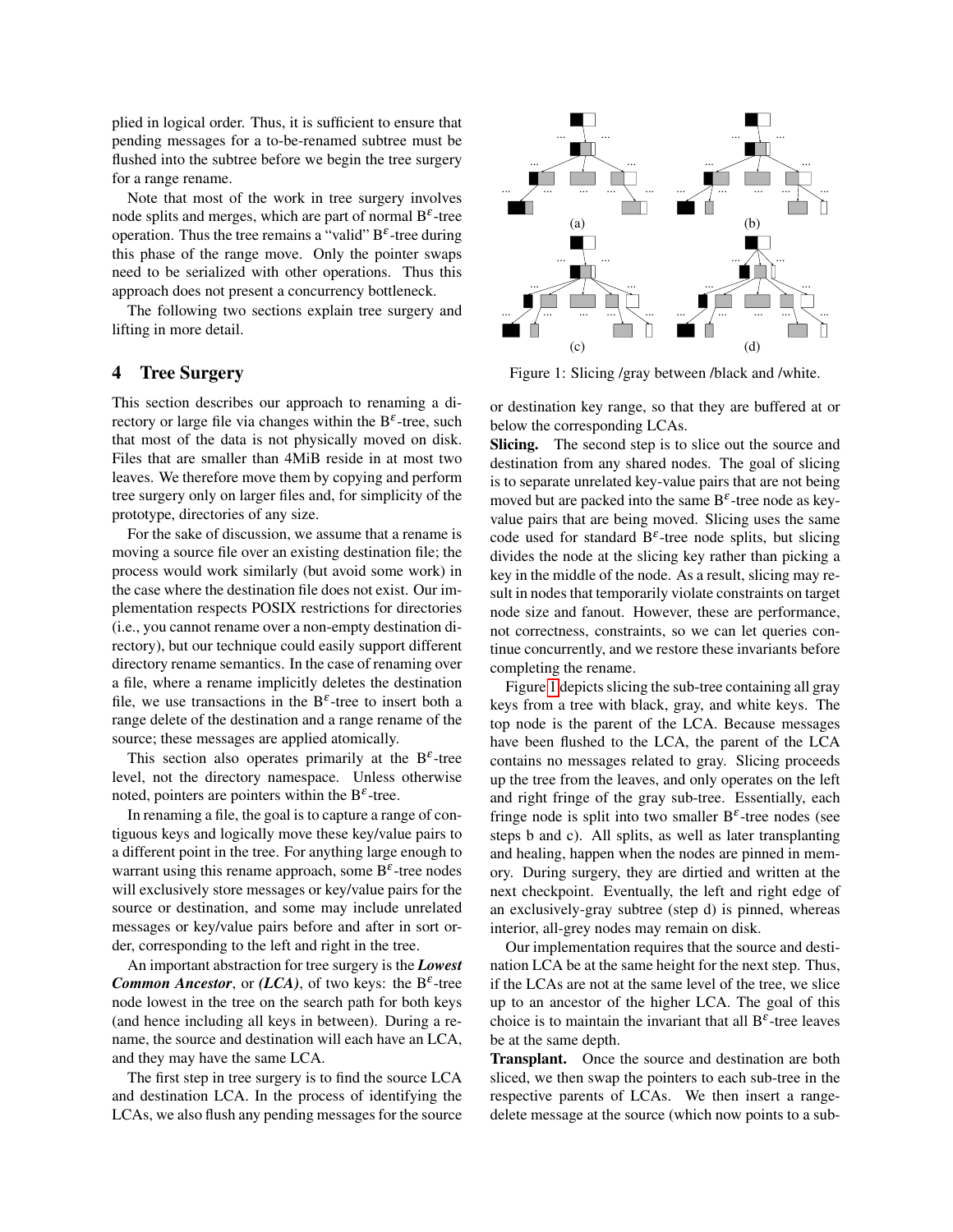plied in logical order. Thus, it is sufficient to ensure that pending messages for a to-be-renamed subtree must be flushed into the subtree before we begin the tree surgery for a range rename.

Note that most of the work in tree surgery involves node splits and merges, which are part of normal B$^\varepsilon$-tree operation. Thus the tree remains a "valid" B$^\varepsilon$-tree during this phase of the range move. Only the pointer swaps need to be serialized with other operations. Thus this approach does not present a concurrency bottleneck.

The following two sections explain tree surgery and lifting in more detail.

## 4 Tree Surgery

This section describes our approach to renaming a directory or large file via changes within the B$^\varepsilon$-tree, such that most of the data is not physically moved on disk. Files that are smaller than 4MiB reside in at most two leaves. We therefore move them by copying and perform tree surgery only on larger files and, for simplicity of the prototype, directories of any size.

For the sake of discussion, we assume that a rename is moving a source file over an existing destination file; the process would work similarly (but avoid some work) in the case where the destination file does not exist. Our implementation respects POSIX restrictions for directories (i.e., you cannot rename over a non-empty destination directory), but our technique could easily support different directory rename semantics. In the case of renaming over a file, where a rename implicitly deletes the destination file, we use transactions in the B$^\varepsilon$-tree to insert both a range delete of the destination and a range rename of the source; these messages are applied atomically.

This section also operates primarily at the B$^\varepsilon$-tree level, not the directory namespace. Unless otherwise noted, pointers are pointers within the B$^\varepsilon$-tree.

In renaming a file, the goal is to capture a range of contiguous keys and logically move these key/value pairs to a different point in the tree. For anything large enough to warrant using this rename approach, some B$^\varepsilon$-tree nodes will exclusively store messages or key/value pairs for the source or destination, and some may include unrelated messages or key/value pairs before and after in sort order, corresponding to the left and right in the tree.

An important abstraction for tree surgery is the ***Lowest Common Ancestor***, or ***(LCA)***, of two keys: the B$^\varepsilon$-tree node lowest in the tree on the search path for both keys (and hence including all keys in between). During a rename, the source and destination will each have an LCA, and they may have the same LCA.

The first step in tree surgery is to find the source LCA and destination LCA. In the process of identifying the LCAs, we also flush any pending messages for the source or destination key range, so that they are buffered at or below the corresponding LCAs.

Figure 1: Slicing /gray between /black and /white.

**Slicing.** The second step is to slice out the source and destination from any shared nodes. The goal of slicing is to separate unrelated key-value pairs that are not being moved but are packed into the same B$^\varepsilon$-tree node as key-value pairs that are being moved. Slicing uses the same code used for standard B$^\varepsilon$-tree node splits, but slicing divides the node at the slicing key rather than picking a key in the middle of the node. As a result, slicing may result in nodes that temporarily violate constraints on target node size and fanout. However, these are performance, not correctness, constraints, so we can let queries continue concurrently, and we restore these invariants before completing the rename.

Figure 1 depicts slicing the sub-tree containing all gray keys from a tree with black, gray, and white keys. The top node is the parent of the LCA. Because messages have been flushed to the LCA, the parent of the LCA contains no messages related to gray. Slicing proceeds up the tree from the leaves, and only operates on the left and right fringe of the gray sub-tree. Essentially, each fringe node is split into two smaller B$^\varepsilon$-tree nodes (see steps b and c). All splits, as well as later transplanting and healing, happen when the nodes are pinned in memory. During surgery, they are dirtied and written at the next checkpoint. Eventually, the left and right edge of an exclusively-gray subtree (step d) is pinned, whereas interior, all-grey nodes may remain on disk.

Our implementation requires that the source and destination LCA be at the same height for the next step. Thus, if the LCAs are not at the same level of the tree, we slice up to an ancestor of the higher LCA. The goal of this choice is to maintain the invariant that all B$^\varepsilon$-tree leaves be at the same depth.

**Transplant.** Once the source and destination are both sliced, we then swap the pointers to each sub-tree in the respective parents of LCAs. We then insert a range-delete message at the source (which now points to a sub-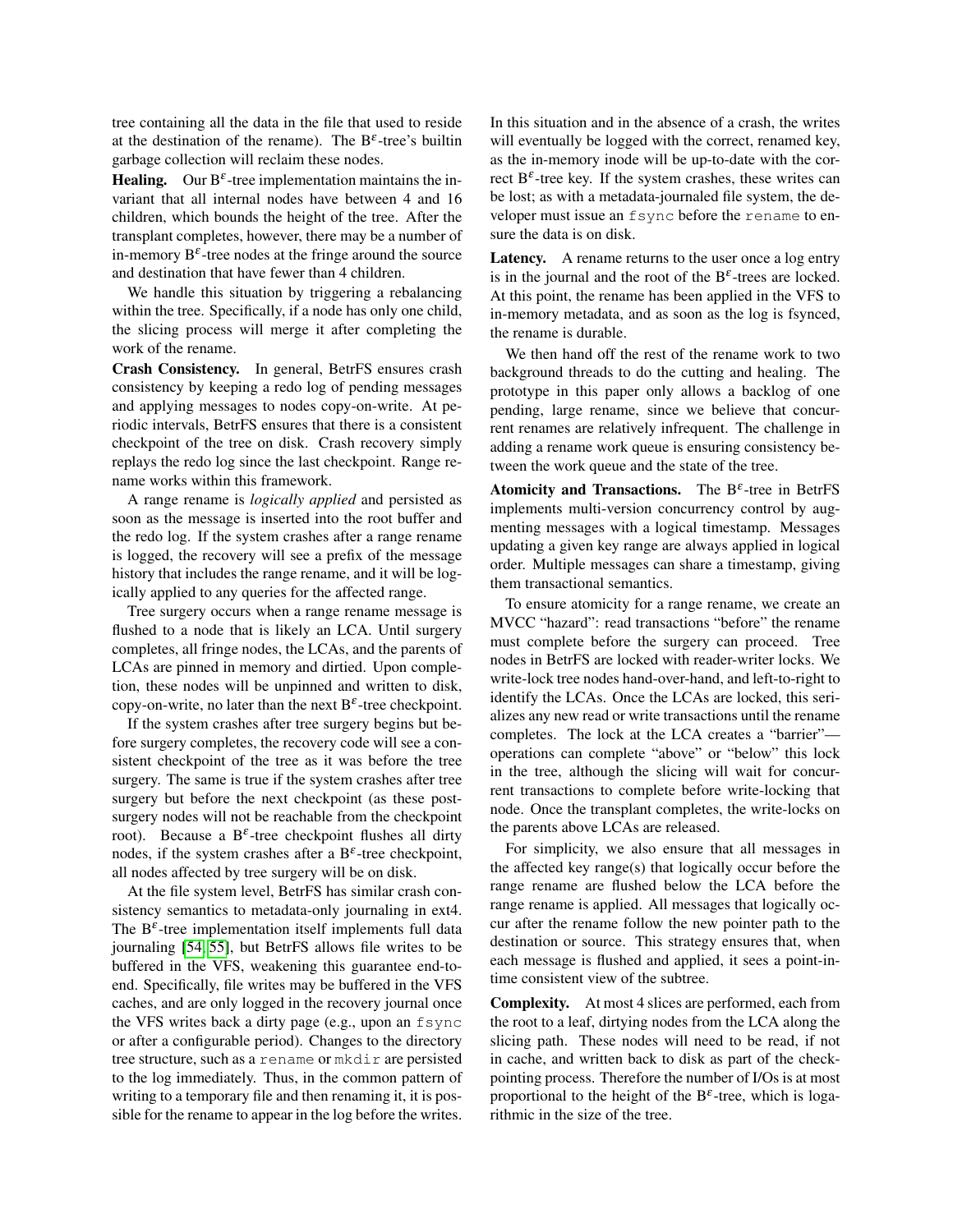tree containing all the data in the file that used to reside at the destination of the rename). The B$^{\varepsilon}$-tree's builtin garbage collection will reclaim these nodes.

**Healing.** Our B$^{\varepsilon}$-tree implementation maintains the invariant that all internal nodes have between 4 and 16 children, which bounds the height of the tree. After the transplant completes, however, there may be a number of in-memory B$^{\varepsilon}$-tree nodes at the fringe around the source and destination that have fewer than 4 children.

We handle this situation by triggering a rebalancing within the tree. Specifically, if a node has only one child, the slicing process will merge it after completing the work of the rename.

**Crash Consistency.** In general, BetrFS ensures crash consistency by keeping a redo log of pending messages and applying messages to nodes copy-on-write. At periodic intervals, BetrFS ensures that there is a consistent checkpoint of the tree on disk. Crash recovery simply replays the redo log since the last checkpoint. Range rename works within this framework.

A range rename is *logically applied* and persisted as soon as the message is inserted into the root buffer and the redo log. If the system crashes after a range rename is logged, the recovery will see a prefix of the message history that includes the range rename, and it will be logically applied to any queries for the affected range.

Tree surgery occurs when a range rename message is flushed to a node that is likely an LCA. Until surgery completes, all fringe nodes, the LCAs, and the parents of LCAs are pinned in memory and dirtied. Upon completion, these nodes will be unpinned and written to disk, copy-on-write, no later than the next B$^{\varepsilon}$-tree checkpoint.

If the system crashes after tree surgery begins but before surgery completes, the recovery code will see a consistent checkpoint of the tree as it was before the tree surgery. The same is true if the system crashes after tree surgery but before the next checkpoint (as these post-surgery nodes will not be reachable from the checkpoint root). Because a B$^{\varepsilon}$-tree checkpoint flushes all dirty nodes, if the system crashes after a B$^{\varepsilon}$-tree checkpoint, all nodes affected by tree surgery will be on disk.

At the file system level, BetrFS has similar crash consistency semantics to metadata-only journaling in ext4. The B$^{\varepsilon}$-tree implementation itself implements full data journaling [54, 55], but BetrFS allows file writes to be buffered in the VFS, weakening this guarantee end-to-end. Specifically, file writes may be buffered in the VFS caches, and are only logged in the recovery journal once the VFS writes back a dirty page (e.g., upon an `fsync` or after a configurable period). Changes to the directory tree structure, such as a `rename` or `mkdir` are persisted to the log immediately. Thus, in the common pattern of writing to a temporary file and then renaming it, it is possible for the rename to appear in the log before the writes. In this situation and in the absence of a crash, the writes will eventually be logged with the correct, renamed key, as the in-memory inode will be up-to-date with the correct B$^{\varepsilon}$-tree key. If the system crashes, these writes can be lost; as with a metadata-journaled file system, the developer must issue an `fsync` before the `rename` to ensure the data is on disk.

**Latency.** A rename returns to the user once a log entry is in the journal and the root of the B$^{\varepsilon}$-trees are locked. At this point, the rename has been applied in the VFS to in-memory metadata, and as soon as the log is fsynced, the rename is durable.

We then hand off the rest of the rename work to two background threads to do the cutting and healing. The prototype in this paper only allows a backlog of one pending, large rename, since we believe that concurrent renames are relatively infrequent. The challenge in adding a rename work queue is ensuring consistency between the work queue and the state of the tree.

**Atomicity and Transactions.** The B$^{\varepsilon}$-tree in BetrFS implements multi-version concurrency control by augmenting messages with a logical timestamp. Messages updating a given key range are always applied in logical order. Multiple messages can share a timestamp, giving them transactional semantics.

To ensure atomicity for a range rename, we create an MVCC "hazard": read transactions "before" the rename must complete before the surgery can proceed. Tree nodes in BetrFS are locked with reader-writer locks. We write-lock tree nodes hand-over-hand, and left-to-right to identify the LCAs. Once the LCAs are locked, this serializes any new read or write transactions until the rename completes. The lock at the LCA creates a "barrier"—operations can complete "above" or "below" this lock in the tree, although the slicing will wait for concurrent transactions to complete before write-locking that node. Once the transplant completes, the write-locks on the parents above LCAs are released.

For simplicity, we also ensure that all messages in the affected key range(s) that logically occur before the range rename are flushed below the LCA before the range rename is applied. All messages that logically occur after the rename follow the new pointer path to the destination or source. This strategy ensures that, when each message is flushed and applied, it sees a point-in-time consistent view of the subtree.

**Complexity.** At most 4 slices are performed, each from the root to a leaf, dirtying nodes from the LCA along the slicing path. These nodes will need to be read, if not in cache, and written back to disk as part of the checkpointing process. Therefore the number of I/Os is at most proportional to the height of the B$^{\varepsilon}$-tree, which is logarithmic in the size of the tree.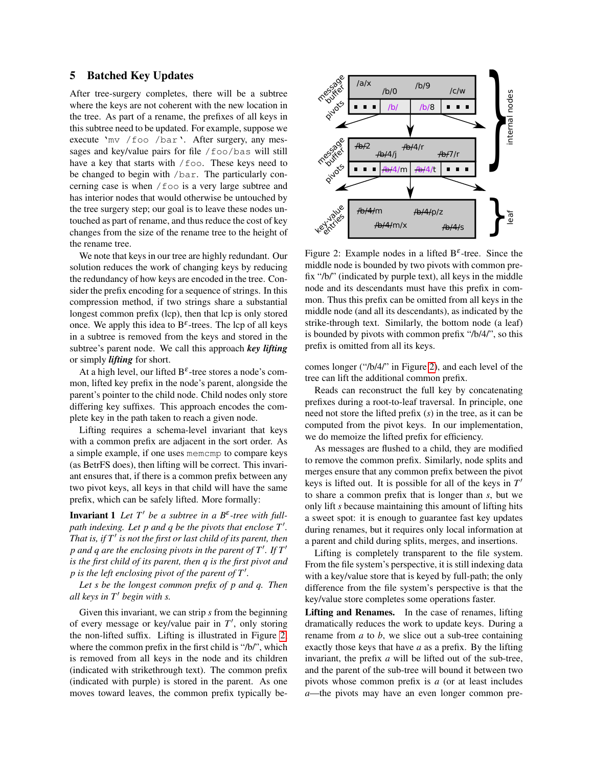## 5 Batched Key Updates

After tree-surgery completes, there will be a subtree where the keys are not coherent with the new location in the tree. As part of a rename, the prefixes of all keys in this subtree need to be updated. For example, suppose we execute `mv /foo /bar`. After surgery, any messages and key/value pairs for file `/foo/bas` will still have a key that starts with `/foo`. These keys need to be changed to begin with `/bar`. The particularly concerning case is when `/foo` is a very large subtree and has interior nodes that would otherwise be untouched by the tree surgery step; our goal is to leave these nodes untouched as part of rename, and thus reduce the cost of key changes from the size of the rename tree to the height of the rename tree.

We note that keys in our tree are highly redundant. Our solution reduces the work of changing keys by reducing the redundancy of how keys are encoded in the tree. Consider the prefix encoding for a sequence of strings. In this compression method, if two strings share a substantial longest common prefix (lcp), then that lcp is only stored once. We apply this idea to B$^\varepsilon$-trees. The lcp of all keys in a subtree is removed from the keys and stored in the subtree's parent node. We call this approach ***key lifting*** or simply ***lifting*** for short.

At a high level, our lifted B$^\varepsilon$-tree stores a node's common, lifted key prefix in the node's parent, alongside the parent's pointer to the child node. Child nodes only store differing key suffixes. This approach encodes the complete key in the path taken to reach a given node.

Lifting requires a schema-level invariant that keys with a common prefix are adjacent in the sort order. As a simple example, if one uses `memcmp` to compare keys (as BetrFS does), then lifting will be correct. This invariant ensures that, if there is a common prefix between any two pivot keys, all keys in that child will have the same prefix, which can be safely lifted. More formally:

**Invariant 1** *Let $T'$ be a subtree in a B$^\varepsilon$-tree with full-path indexing. Let $p$ and $q$ be the pivots that enclose $T'$. That is, if $T'$ is not the first or last child of its parent, then $p$ and $q$ are the enclosing pivots in the parent of $T'$. If $T'$ is the first child of its parent, then $q$ is the first pivot and $p$ is the left enclosing pivot of the parent of $T'$.*

*Let $s$ be the longest common prefix of $p$ and $q$. Then all keys in $T'$ begin with $s$.*

Given this invariant, we can strip $s$ from the beginning of every message or key/value pair in $T'$, only storing the non-lifted suffix. Lifting is illustrated in Figure 2, where the common prefix in the first child is "/b/", which is removed from all keys in the node and its children (indicated with strikethrough text). The common prefix (indicated with purple) is stored in the parent. As one moves toward leaves, the common prefix typically becomes longer ("/b/4/" in Figure 2), and each level of the tree can lift the additional common prefix.

Figure 2: Example nodes in a lifted B$^\varepsilon$-tree. Since the middle node is bounded by two pivots with common prefix "/b/" (indicated by purple text), all keys in the middle node and its descendants must have this prefix in common. Thus this prefix can be omitted from all keys in the middle node (and all its descendants), as indicated by the strike-through text. Similarly, the bottom node (a leaf) is bounded by pivots with common prefix "/b/4/", so this prefix is omitted from all its keys.

Reads can reconstruct the full key by concatenating prefixes during a root-to-leaf traversal. In principle, one need not store the lifted prefix ($s$) in the tree, as it can be computed from the pivot keys. In our implementation, we do memoize the lifted prefix for efficiency.

As messages are flushed to a child, they are modified to remove the common prefix. Similarly, node splits and merges ensure that any common prefix between the pivot keys is lifted out. It is possible for all of the keys in $T'$ to share a common prefix that is longer than $s$, but we only lift $s$ because maintaining this amount of lifting hits a sweet spot: it is enough to guarantee fast key updates during renames, but it requires only local information at a parent and child during splits, merges, and insertions.

Lifting is completely transparent to the file system. From the file system's perspective, it is still indexing data with a key/value store that is keyed by full-path; the only difference from the file system's perspective is that the key/value store completes some operations faster.

**Lifting and Renames.** In the case of renames, lifting dramatically reduces the work to update keys. During a rename from $a$ to $b$, we slice out a sub-tree containing exactly those keys that have $a$ as a prefix. By the lifting invariant, the prefix $a$ will be lifted out of the sub-tree, and the parent of the sub-tree will bound it between two pivots whose common prefix is $a$ (or at least includes $a$—the pivots may have an even longer common pre-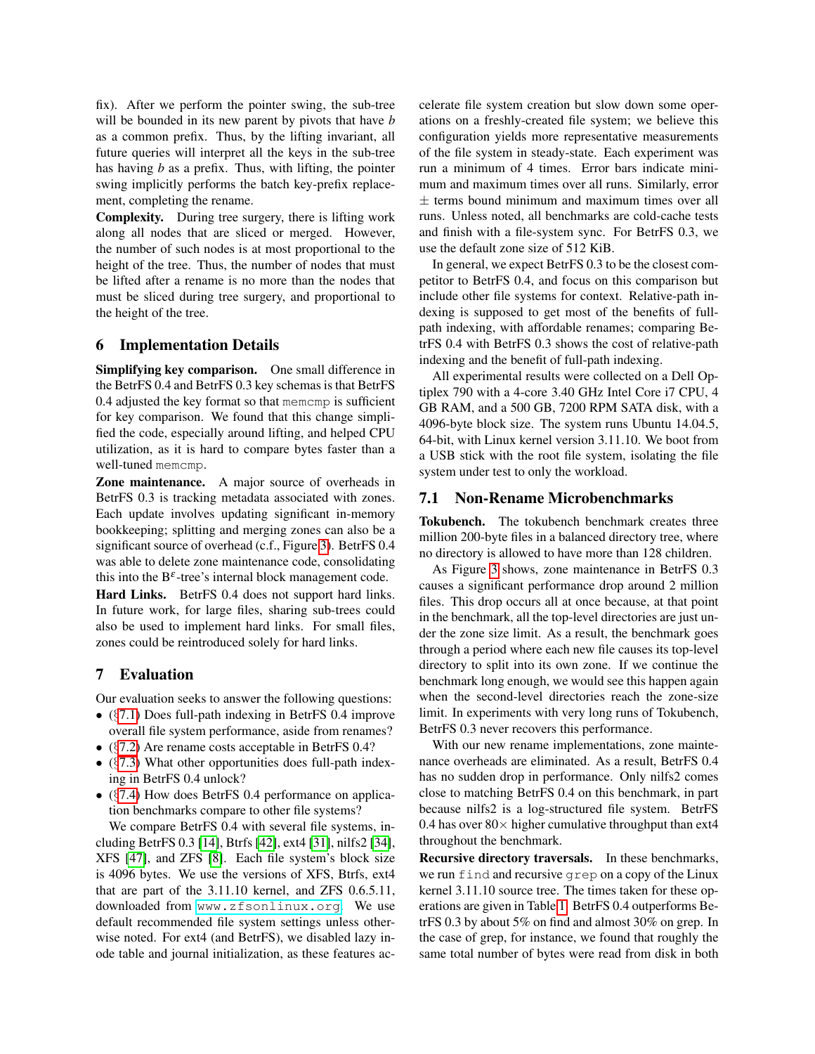fix). After we perform the pointer swing, the sub-tree will be bounded in its new parent by pivots that have *b* as a common prefix. Thus, by the lifting invariant, all future queries will interpret all the keys in the sub-tree has having *b* as a prefix. Thus, with lifting, the pointer swing implicitly performs the batch key-prefix replacement, completing the rename.

**Complexity.** During tree surgery, there is lifting work along all nodes that are sliced or merged. However, the number of such nodes is at most proportional to the height of the tree. Thus, the number of nodes that must be lifted after a rename is no more than the nodes that must be sliced during tree surgery, and proportional to the height of the tree.

## 6 Implementation Details

**Simplifying key comparison.** One small difference in the BetrFS 0.4 and BetrFS 0.3 key schemas is that BetrFS 0.4 adjusted the key format so that `memcmp` is sufficient for key comparison. We found that this change simplified the code, especially around lifting, and helped CPU utilization, as it is hard to compare bytes faster than a well-tuned `memcmp`.

**Zone maintenance.** A major source of overheads in BetrFS 0.3 is tracking metadata associated with zones. Each update involves updating significant in-memory bookkeeping; splitting and merging zones can also be a significant source of overhead (c.f., Figure 3). BetrFS 0.4 was able to delete zone maintenance code, consolidating this into the B$^\varepsilon$-tree's internal block management code.

**Hard Links.** BetrFS 0.4 does not support hard links. In future work, for large files, sharing sub-trees could also be used to implement hard links. For small files, zones could be reintroduced solely for hard links.

## 7 Evaluation

Our evaluation seeks to answer the following questions:

- (§7.1) Does full-path indexing in BetrFS 0.4 improve overall file system performance, aside from renames?
- (§7.2) Are rename costs acceptable in BetrFS 0.4?
- (§7.3) What other opportunities does full-path indexing in BetrFS 0.4 unlock?
- (§7.4) How does BetrFS 0.4 performance on application benchmarks compare to other file systems?

We compare BetrFS 0.4 with several file systems, including BetrFS 0.3 [14], Btrfs [42], ext4 [31], nilfs2 [34], XFS [47], and ZFS [8]. Each file system's block size is 4096 bytes. We use the versions of XFS, Btrfs, ext4 that are part of the 3.11.10 kernel, and ZFS 0.6.5.11, downloaded from `www.zfsonlinux.org`. We use default recommended file system settings unless otherwise noted. For ext4 (and BetrFS), we disabled lazy inode table and journal initialization, as these features accelerate file system creation but slow down some operations on a freshly-created file system; we believe this configuration yields more representative measurements of the file system in steady-state. Each experiment was run a minimum of 4 times. Error bars indicate minimum and maximum times over all runs. Similarly, error $\pm$ terms bound minimum and maximum times over all runs. Unless noted, all benchmarks are cold-cache tests and finish with a file-system sync. For BetrFS 0.3, we use the default zone size of 512 KiB.

In general, we expect BetrFS 0.3 to be the closest competitor to BetrFS 0.4, and focus on this comparison but include other file systems for context. Relative-path indexing is supposed to get most of the benefits of full-path indexing, with affordable renames; comparing BetrFS 0.4 with BetrFS 0.3 shows the cost of relative-path indexing and the benefit of full-path indexing.

All experimental results were collected on a Dell Optiplex 790 with a 4-core 3.40 GHz Intel Core i7 CPU, 4 GB RAM, and a 500 GB, 7200 RPM SATA disk, with a 4096-byte block size. The system runs Ubuntu 14.04.5, 64-bit, with Linux kernel version 3.11.10. We boot from a USB stick with the root file system, isolating the file system under test to only the workload.

### 7.1 Non-Rename Microbenchmarks

**Tokubench.** The tokubench benchmark creates three million 200-byte files in a balanced directory tree, where no directory is allowed to have more than 128 children.

As Figure 3 shows, zone maintenance in BetrFS 0.3 causes a significant performance drop around 2 million files. This drop occurs all at once because, at that point in the benchmark, all the top-level directories are just under the zone size limit. As a result, the benchmark goes through a period where each new file causes its top-level directory to split into its own zone. If we continue the benchmark long enough, we would see this happen again when the second-level directories reach the zone-size limit. In experiments with very long runs of Tokubench, BetrFS 0.3 never recovers this performance.

With our new rename implementations, zone maintenance overheads are eliminated. As a result, BetrFS 0.4 has no sudden drop in performance. Only nilfs2 comes close to matching BetrFS 0.4 on this benchmark, in part because nilfs2 is a log-structured file system. BetrFS 0.4 has over 80× higher cumulative throughput than ext4 throughout the benchmark.

**Recursive directory traversals.** In these benchmarks, we run `find` and recursive `grep` on a copy of the Linux kernel 3.11.10 source tree. The times taken for these operations are given in Table 1. BetrFS 0.4 outperforms BetrFS 0.3 by about 5% on find and almost 30% on grep. In the case of grep, for instance, we found that roughly the same total number of bytes were read from disk in both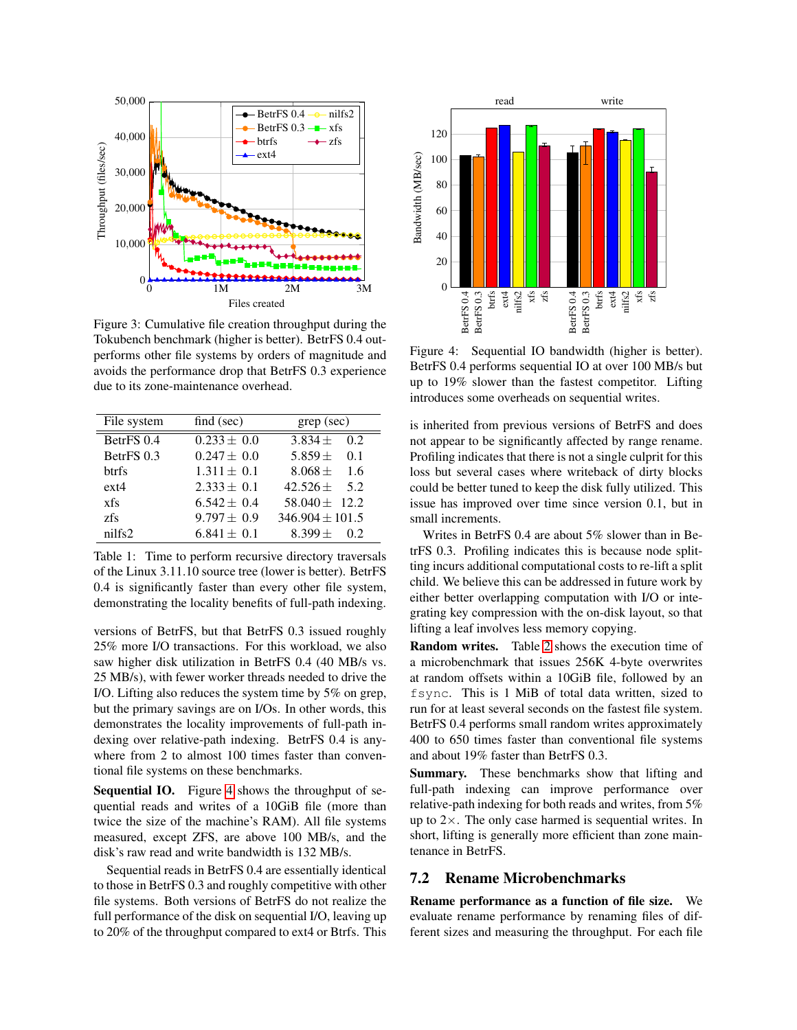Figure 3: Cumulative file creation throughput during the Tokubench benchmark (higher is better). BetrFS 0.4 outperforms other file systems by orders of magnitude and avoids the performance drop that BetrFS 0.3 experience due to its zone-maintenance overhead.

| File system | find (sec) | grep (sec) |
|---|---|---|
| BetrFS 0.4 | 0.233 ± 0.0 | 3.834 ± 0.2 |
| BetrFS 0.3 | 0.247 ± 0.0 | 5.859 ± 0.1 |
| btrfs | 1.311 ± 0.1 | 8.068 ± 1.6 |
| ext4 | 2.333 ± 0.1 | 42.526 ± 5.2 |
| xfs | 6.542 ± 0.4 | 58.040 ± 12.2 |
| zfs | 9.797 ± 0.9 | 346.904 ± 101.5 |
| nilfs2 | 6.841 ± 0.1 | 8.399 ± 0.2 |

Table 1: Time to perform recursive directory traversals of the Linux 3.11.10 source tree (lower is better). BetrFS 0.4 is significantly faster than every other file system, demonstrating the locality benefits of full-path indexing.

versions of BetrFS, but that BetrFS 0.3 issued roughly 25% more I/O transactions. For this workload, we also saw higher disk utilization in BetrFS 0.4 (40 MB/s vs. 25 MB/s), with fewer worker threads needed to drive the I/O. Lifting also reduces the system time by 5% on grep, but the primary savings are on I/Os. In other words, this demonstrates the locality improvements of full-path indexing over relative-path indexing. BetrFS 0.4 is anywhere from 2 to almost 100 times faster than conventional file systems on these benchmarks.

**Sequential IO.** Figure 4 shows the throughput of sequential reads and writes of a 10GiB file (more than twice the size of the machine's RAM). All file systems measured, except ZFS, are above 100 MB/s, and the disk's raw read and write bandwidth is 132 MB/s.

Sequential reads in BetrFS 0.4 are essentially identical to those in BetrFS 0.3 and roughly competitive with other file systems. Both versions of BetrFS do not realize the full performance of the disk on sequential I/O, leaving up to 20% of the throughput compared to ext4 or Btrfs. This is inherited from previous versions of BetrFS and does not appear to be significantly affected by range rename. Profiling indicates that there is not a single culprit for this loss but several cases where writeback of dirty blocks could be better tuned to keep the disk fully utilized. This issue has improved over time since version 0.1, but in small increments.

Figure 4: Sequential IO bandwidth (higher is better). BetrFS 0.4 performs sequential IO at over 100 MB/s but up to 19% slower than the fastest competitor. Lifting introduces some overheads on sequential writes.

Writes in BetrFS 0.4 are about 5% slower than in BetrFS 0.3. Profiling indicates this is because node splitting incurs additional computational costs to re-lift a split child. We believe this can be addressed in future work by either better overlapping computation with I/O or integrating key compression with the on-disk layout, so that lifting a leaf involves less memory copying.

**Random writes.** Table 2 shows the execution time of a microbenchmark that issues 256K 4-byte overwrites at random offsets within a 10GiB file, followed by an `fsync`. This is 1 MiB of total data written, sized to run for at least several seconds on the fastest file system. BetrFS 0.4 performs small random writes approximately 400 to 650 times faster than conventional file systems and about 19% faster than BetrFS 0.3.

**Summary.** These benchmarks show that lifting and full-path indexing can improve performance over relative-path indexing for both reads and writes, from 5% up to 2×. The only case harmed is sequential writes. In short, lifting is generally more efficient than zone maintenance in BetrFS.

## 7.2 Rename Microbenchmarks

**Rename performance as a function of file size.** We evaluate rename performance by renaming files of different sizes and measuring the throughput. For each file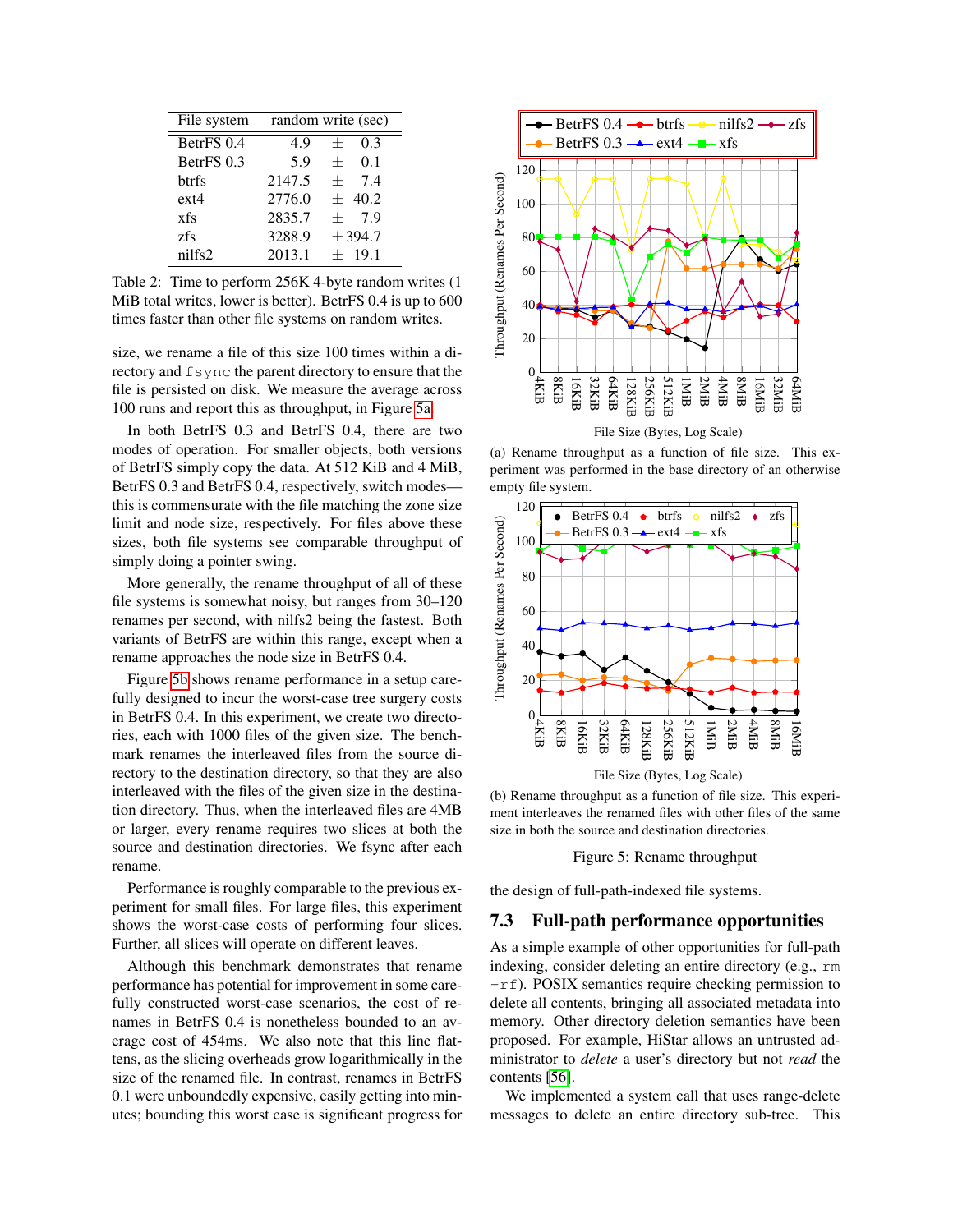| File system | random write (sec) |
|---|---|
| BetrFS 0.4 | 4.9 ± 0.3 |
| BetrFS 0.3 | 5.9 ± 0.1 |
| btrfs | 2147.5 ± 7.4 |
| ext4 | 2776.0 ± 40.2 |
| xfs | 2835.7 ± 7.9 |
| zfs | 3288.9 ± 394.7 |
| nilfs2 | 2013.1 ± 19.1 |

Table 2: Time to perform 256K 4-byte random writes (1 MiB total writes, lower is better). BetrFS 0.4 is up to 600 times faster than other file systems on random writes.

size, we rename a file of this size 100 times within a directory and `fsync` the parent directory to ensure that the file is persisted on disk. We measure the average across 100 runs and report this as throughput, in Figure 5a.

In both BetrFS 0.3 and BetrFS 0.4, there are two modes of operation. For smaller objects, both versions of BetrFS simply copy the data. At 512 KiB and 4 MiB, BetrFS 0.3 and BetrFS 0.4, respectively, switch modes—this is commensurate with the file matching the zone size limit and node size, respectively. For files above these sizes, both file systems see comparable throughput of simply doing a pointer swing.

More generally, the rename throughput of all of these file systems is somewhat noisy, but ranges from 30–120 renames per second, with nilfs2 being the fastest. Both variants of BetrFS are within this range, except when a rename approaches the node size in BetrFS 0.4.

Figure 5b shows rename performance in a setup carefully designed to incur the worst-case tree surgery costs in BetrFS 0.4. In this experiment, we create two directories, each with 1000 files of the given size. The benchmark renames the interleaved files from the source directory to the destination directory, so that they are also interleaved with the files of the given size in the destination directory. Thus, when the interleaved files are 4MB or larger, every rename requires two slices at both the source and destination directories. We fsync after each rename.

Performance is roughly comparable to the previous experiment for small files. For large files, this experiment shows the worst-case costs of performing four slices. Further, all slices will operate on different leaves.

Although this benchmark demonstrates that rename performance has potential for improvement in some carefully constructed worst-case scenarios, the cost of renames in BetrFS 0.4 is nonetheless bounded to an average cost of 454ms. We also note that this line flattens, as the slicing overheads grow logarithmically in the size of the renamed file. In contrast, renames in BetrFS 0.1 were unboundedly expensive, easily getting into minutes; bounding this worst case is significant progress for the design of full-path-indexed file systems.

(a) Rename throughput as a function of file size. This experiment was performed in the base directory of an otherwise empty file system.

(b) Rename throughput as a function of file size. This experiment interleaves the renamed files with other files of the same size in both the source and destination directories.

Figure 5: Rename throughput

## 7.3 Full-path performance opportunities

As a simple example of other opportunities for full-path indexing, consider deleting an entire directory (e.g., `rm -rf`). POSIX semantics require checking permission to delete all contents, bringing all associated metadata into memory. Other directory deletion semantics have been proposed. For example, HiStar allows an untrusted administrator to *delete* a user's directory but not *read* the contents [56].

We implemented a system call that uses range-delete messages to delete an entire directory sub-tree. This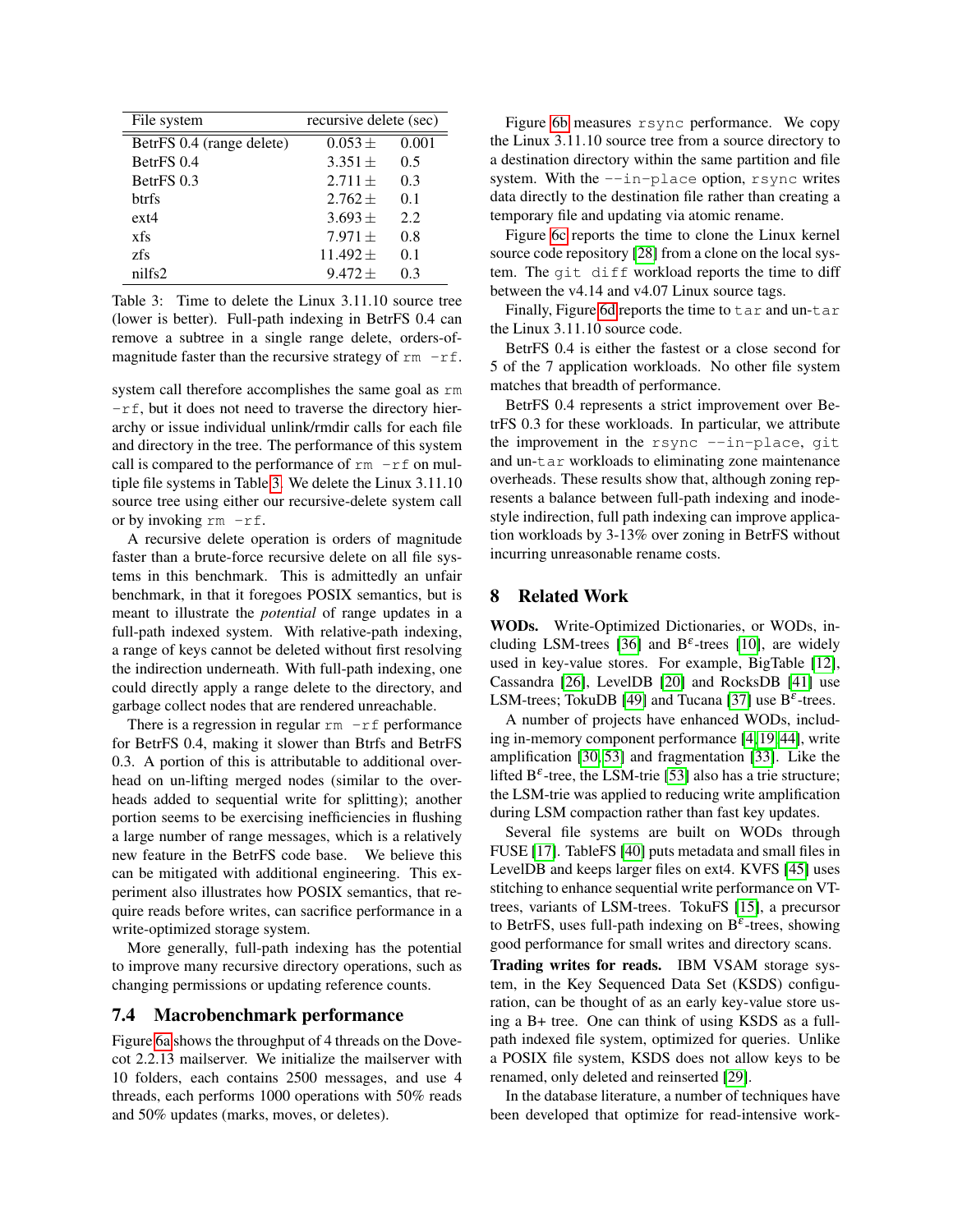| File system | recursive delete (sec) |
|---|---|
| BetrFS 0.4 (range delete) | 0.053 ± 0.001 |
| BetrFS 0.4 | 3.351 ± 0.5 |
| BetrFS 0.3 | 2.711 ± 0.3 |
| btrfs | 2.762 ± 0.1 |
| ext4 | 3.693 ± 2.2 |
| xfs | 7.971 ± 0.8 |
| zfs | 11.492 ± 0.1 |
| nilfs2 | 9.472 ± 0.3 |

Table 3: Time to delete the Linux 3.11.10 source tree (lower is better). Full-path indexing in BetrFS 0.4 can remove a subtree in a single range delete, orders-of-magnitude faster than the recursive strategy of `rm -rf`.

system call therefore accomplishes the same goal as `rm -rf`, but it does not need to traverse the directory hierarchy or issue individual unlink/rmdir calls for each file and directory in the tree. The performance of this system call is compared to the performance of `rm -rf` on multiple file systems in Table 3. We delete the Linux 3.11.10 source tree using either our recursive-delete system call or by invoking `rm -rf`.

A recursive delete operation is orders of magnitude faster than a brute-force recursive delete on all file systems in this benchmark. This is admittedly an unfair benchmark, in that it foregoes POSIX semantics, but is meant to illustrate the *potential* of range updates in a full-path indexed system. With relative-path indexing, a range of keys cannot be deleted without first resolving the indirection underneath. With full-path indexing, one could directly apply a range delete to the directory, and garbage collect nodes that are rendered unreachable.

There is a regression in regular `rm -rf` performance for BetrFS 0.4, making it slower than Btrfs and BetrFS 0.3. A portion of this is attributable to additional overhead on un-lifting merged nodes (similar to the overheads added to sequential write for splitting); another portion seems to be exercising inefficiencies in flushing a large number of range messages, which is a relatively new feature in the BetrFS code base. We believe this can be mitigated with additional engineering. This experiment also illustrates how POSIX semantics, that require reads before writes, can sacrifice performance in a write-optimized storage system.

More generally, full-path indexing has the potential to improve many recursive directory operations, such as changing permissions or updating reference counts.

### 7.4 Macrobenchmark performance

Figure 6a shows the throughput of 4 threads on the Dovecot 2.2.13 mailserver. We initialize the mailserver with 10 folders, each contains 2500 messages, and use 4 threads, each performs 1000 operations with 50% reads and 50% updates (marks, moves, or deletes).

Figure 6b measures `rsync` performance. We copy the Linux 3.11.10 source tree from a source directory to a destination directory within the same partition and file system. With the `--in-place` option, `rsync` writes data directly to the destination file rather than creating a temporary file and updating via atomic rename.

Figure 6c reports the time to clone the Linux kernel source code repository [28] from a clone on the local system. The `git diff` workload reports the time to diff between the v4.14 and v4.07 Linux source tags.

Finally, Figure 6d reports the time to `tar` and un-`tar` the Linux 3.11.10 source code.

BetrFS 0.4 is either the fastest or a close second for 5 of the 7 application workloads. No other file system matches that breadth of performance.

BetrFS 0.4 represents a strict improvement over BetrFS 0.3 for these workloads. In particular, we attribute the improvement in the `rsync --in-place`, `git` and un-`tar` workloads to eliminating zone maintenance overheads. These results show that, although zoning represents a balance between full-path indexing and inode-style indirection, full path indexing can improve application workloads by 3-13% over zoning in BetrFS without incurring unreasonable rename costs.

## 8 Related Work

**WODs.** Write-Optimized Dictionaries, or WODs, including LSM-trees [36] and B$^\varepsilon$-trees [10], are widely used in key-value stores. For example, BigTable [12], Cassandra [26], LevelDB [20] and RocksDB [41] use LSM-trees; TokuDB [49] and Tucana [37] use B$^\varepsilon$-trees.

A number of projects have enhanced WODs, including in-memory component performance [4, 19, 44], write amplification [30, 53] and fragmentation [33]. Like the lifted B$^\varepsilon$-tree, the LSM-trie [53] also has a trie structure; the LSM-trie was applied to reducing write amplification during LSM compaction rather than fast key updates.

Several file systems are built on WODs through FUSE [17]. TableFS [40] puts metadata and small files in LevelDB and keeps larger files on ext4. KVFS [45] uses stitching to enhance sequential write performance on VT-trees, variants of LSM-trees. TokuFS [15], a precursor to BetrFS, uses full-path indexing on B$^\varepsilon$-trees, showing good performance for small writes and directory scans.

**Trading writes for reads.** IBM VSAM storage system, in the Key Sequenced Data Set (KSDS) configuration, can be thought of as an early key-value store using a B+ tree. One can think of using KSDS as a full-path indexed file system, optimized for queries. Unlike a POSIX file system, KSDS does not allow keys to be renamed, only deleted and reinserted [29].

In the database literature, a number of techniques have been developed that optimize for read-intensive work-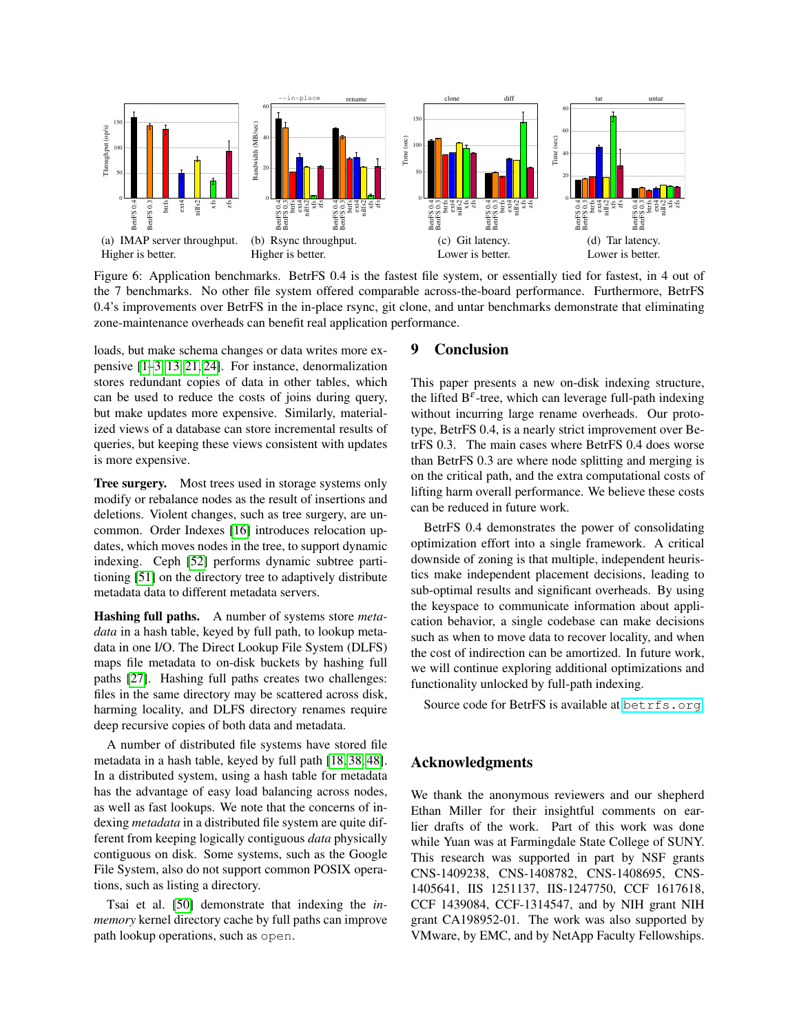(a) IMAP server throughput. Higher is better.

(b) Rsync throughput. Higher is better.

(c) Git latency. Lower is better.

(d) Tar latency. Lower is better.

Figure 6: Application benchmarks. BetrFS 0.4 is the fastest file system, or essentially tied for fastest, in 4 out of the 7 benchmarks. No other file system offered comparable across-the-board performance. Furthermore, BetrFS 0.4's improvements over BetrFS in the in-place rsync, git clone, and untar benchmarks demonstrate that eliminating zone-maintenance overheads can benefit real application performance.

loads, but make schema changes or data writes more expensive [1–3, 13, 21, 24]. For instance, denormalization stores redundant copies of data in other tables, which can be used to reduce the costs of joins during query, but make updates more expensive. Similarly, materialized views of a database can store incremental results of queries, but keeping these views consistent with updates is more expensive.

**Tree surgery.** Most trees used in storage systems only modify or rebalance nodes as the result of insertions and deletions. Violent changes, such as tree surgery, are uncommon. Order Indexes [16] introduces relocation updates, which moves nodes in the tree, to support dynamic indexing. Ceph [52] performs dynamic subtree partitioning [51] on the directory tree to adaptively distribute metadata data to different metadata servers.

**Hashing full paths.** A number of systems store *metadata* in a hash table, keyed by full path, to lookup metadata in one I/O. The Direct Lookup File System (DLFS) maps file metadata to on-disk buckets by hashing full paths [27]. Hashing full paths creates two challenges: files in the same directory may be scattered across disk, harming locality, and DLFS directory renames require deep recursive copies of both data and metadata.

A number of distributed file systems have stored file metadata in a hash table, keyed by full path [18, 38, 48]. In a distributed system, using a hash table for metadata has the advantage of easy load balancing across nodes, as well as fast lookups. We note that the concerns of indexing *metadata* in a distributed file system are quite different from keeping logically contiguous *data* physically contiguous on disk. Some systems, such as the Google File System, also do not support common POSIX operations, such as listing a directory.

Tsai et al. [50] demonstrate that indexing the *in-memory* kernel directory cache by full paths can improve path lookup operations, such as `open`.

## 9 Conclusion

This paper presents a new on-disk indexing structure, the lifted $B^{\varepsilon}$-tree, which can leverage full-path indexing without incurring large rename overheads. Our prototype, BetrFS 0.4, is a nearly strict improvement over BetrFS 0.3. The main cases where BetrFS 0.4 does worse than BetrFS 0.3 are where node splitting and merging is on the critical path, and the extra computational costs of lifting harm overall performance. We believe these costs can be reduced in future work.

BetrFS 0.4 demonstrates the power of consolidating optimization effort into a single framework. A critical downside of zoning is that multiple, independent heuristics make independent placement decisions, leading to sub-optimal results and significant overheads. By using the keyspace to communicate information about application behavior, a single codebase can make decisions such as when to move data to recover locality, and when the cost of indirection can be amortized. In future work, we will continue exploring additional optimizations and functionality unlocked by full-path indexing.

Source code for BetrFS is available at `betrfs.org`.

## Acknowledgments

We thank the anonymous reviewers and our shepherd Ethan Miller for their insightful comments on earlier drafts of the work. Part of this work was done while Yuan was at Farmingdale State College of SUNY. This research was supported in part by NSF grants CNS-1409238, CNS-1408782, CNS-1408695, CNS-1405641, IIS 1251137, IIS-1247750, CCF 1617618, CCF 1439084, CCF-1314547, and by NIH grant NIH grant CA198952-01. The work was also supported by VMware, by EMC, and by NetApp Faculty Fellowships.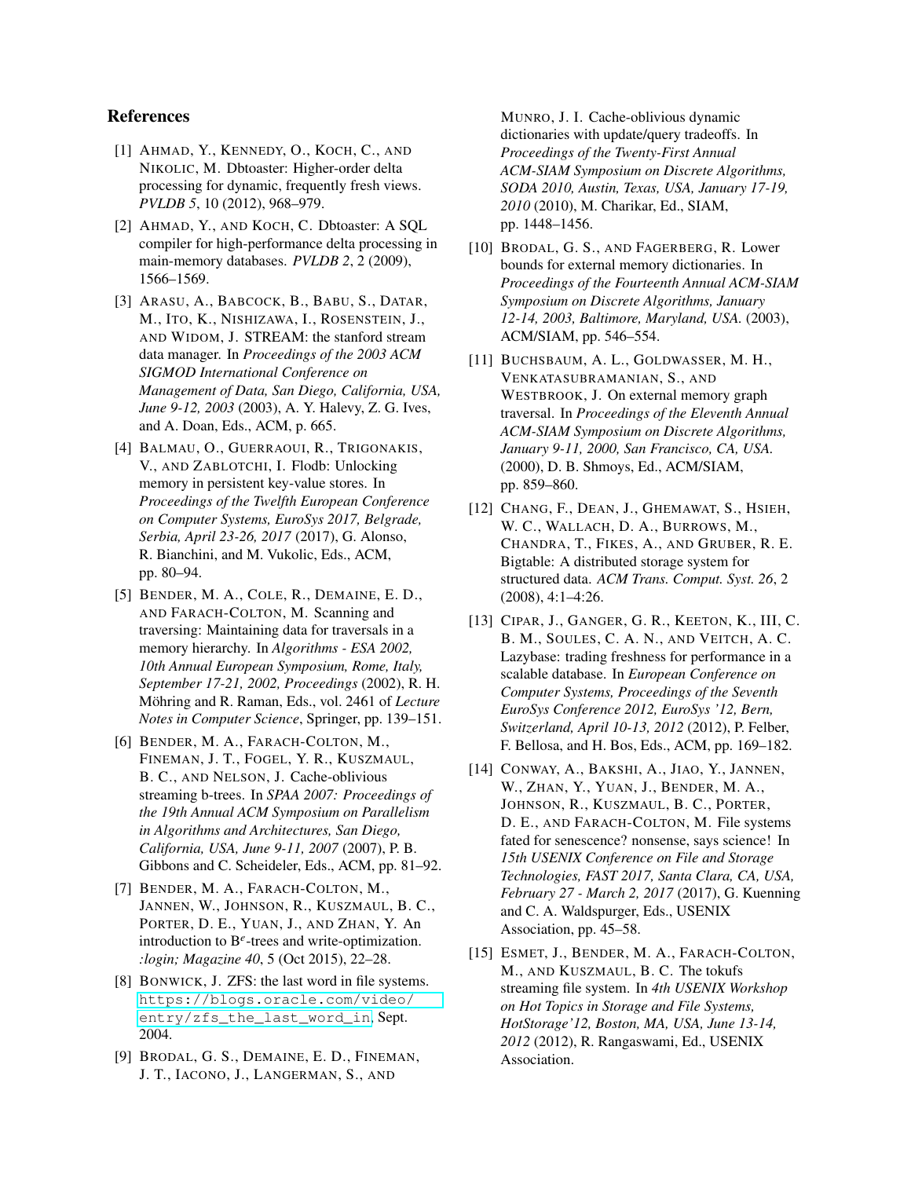## References

[1] AHMAD, Y., KENNEDY, O., KOCH, C., AND NIKOLIC, M. Dbtoaster: Higher-order delta processing for dynamic, frequently fresh views. *PVLDB 5*, 10 (2012), 968–979.

[2] AHMAD, Y., AND KOCH, C. Dbtoaster: A SQL compiler for high-performance delta processing in main-memory databases. *PVLDB 2*, 2 (2009), 1566–1569.

[3] ARASU, A., BABCOCK, B., BABU, S., DATAR, M., ITO, K., NISHIZAWA, I., ROSENSTEIN, J., AND WIDOM, J. STREAM: the stanford stream data manager. In *Proceedings of the 2003 ACM SIGMOD International Conference on Management of Data, San Diego, California, USA, June 9-12, 2003* (2003), A. Y. Halevy, Z. G. Ives, and A. Doan, Eds., ACM, p. 665.

[4] BALMAU, O., GUERRAOUI, R., TRIGONAKIS, V., AND ZABLOTCHI, I. Flodb: Unlocking memory in persistent key-value stores. In *Proceedings of the Twelfth European Conference on Computer Systems, EuroSys 2017, Belgrade, Serbia, April 23-26, 2017* (2017), G. Alonso, R. Bianchini, and M. Vukolic, Eds., ACM, pp. 80–94.

[5] BENDER, M. A., COLE, R., DEMAINE, E. D., AND FARACH-COLTON, M. Scanning and traversing: Maintaining data for traversals in a memory hierarchy. In *Algorithms - ESA 2002, 10th Annual European Symposium, Rome, Italy, September 17-21, 2002, Proceedings* (2002), R. H. Möhring and R. Raman, Eds., vol. 2461 of *Lecture Notes in Computer Science*, Springer, pp. 139–151.

[6] BENDER, M. A., FARACH-COLTON, M., FINEMAN, J. T., FOGEL, Y. R., KUSZMAUL, B. C., AND NELSON, J. Cache-oblivious streaming b-trees. In *SPAA 2007: Proceedings of the 19th Annual ACM Symposium on Parallelism in Algorithms and Architectures, San Diego, California, USA, June 9-11, 2007* (2007), P. B. Gibbons and C. Scheideler, Eds., ACM, pp. 81–92.

[7] BENDER, M. A., FARACH-COLTON, M., JANNEN, W., JOHNSON, R., KUSZMAUL, B. C., PORTER, D. E., YUAN, J., AND ZHAN, Y. An introduction to $B^{\varepsilon}$-trees and write-optimization. *:login; Magazine 40*, 5 (Oct 2015), 22–28.

[8] BONWICK, J. ZFS: the last word in file systems. https://blogs.oracle.com/video/entry/zfs_the_last_word_in, Sept. 2004.

[9] BRODAL, G. S., DEMAINE, E. D., FINEMAN, J. T., IACONO, J., LANGERMAN, S., AND MUNRO, J. I. Cache-oblivious dynamic dictionaries with update/query tradeoffs. In *Proceedings of the Twenty-First Annual ACM-SIAM Symposium on Discrete Algorithms, SODA 2010, Austin, Texas, USA, January 17-19, 2010* (2010), M. Charikar, Ed., SIAM, pp. 1448–1456.

[10] BRODAL, G. S., AND FAGERBERG, R. Lower bounds for external memory dictionaries. In *Proceedings of the Fourteenth Annual ACM-SIAM Symposium on Discrete Algorithms, January 12-14, 2003, Baltimore, Maryland, USA.* (2003), ACM/SIAM, pp. 546–554.

[11] BUCHSBAUM, A. L., GOLDWASSER, M. H., VENKATASUBRAMANIAN, S., AND WESTBROOK, J. On external memory graph traversal. In *Proceedings of the Eleventh Annual ACM-SIAM Symposium on Discrete Algorithms, January 9-11, 2000, San Francisco, CA, USA.* (2000), D. B. Shmoys, Ed., ACM/SIAM, pp. 859–860.

[12] CHANG, F., DEAN, J., GHEMAWAT, S., HSIEH, W. C., WALLACH, D. A., BURROWS, M., CHANDRA, T., FIKES, A., AND GRUBER, R. E. Bigtable: A distributed storage system for structured data. *ACM Trans. Comput. Syst. 26*, 2 (2008), 4:1–4:26.

[13] CIPAR, J., GANGER, G. R., KEETON, K., III, C. B. M., SOULES, C. A. N., AND VEITCH, A. C. Lazybase: trading freshness for performance in a scalable database. In *European Conference on Computer Systems, Proceedings of the Seventh EuroSys Conference 2012, EuroSys '12, Bern, Switzerland, April 10-13, 2012* (2012), P. Felber, F. Bellosa, and H. Bos, Eds., ACM, pp. 169–182.

[14] CONWAY, A., BAKSHI, A., JIAO, Y., JANNEN, W., ZHAN, Y., YUAN, J., BENDER, M. A., JOHNSON, R., KUSZMAUL, B. C., PORTER, D. E., AND FARACH-COLTON, M. File systems fated for senescence? nonsense, says science! In *15th USENIX Conference on File and Storage Technologies, FAST 2017, Santa Clara, CA, USA, February 27 - March 2, 2017* (2017), G. Kuenning and C. A. Waldspurger, Eds., USENIX Association, pp. 45–58.

[15] ESMET, J., BENDER, M. A., FARACH-COLTON, M., AND KUSZMAUL, B. C. The tokufs streaming file system. In *4th USENIX Workshop on Hot Topics in Storage and File Systems, HotStorage'12, Boston, MA, USA, June 13-14, 2012* (2012), R. Rangaswami, Ed., USENIX Association.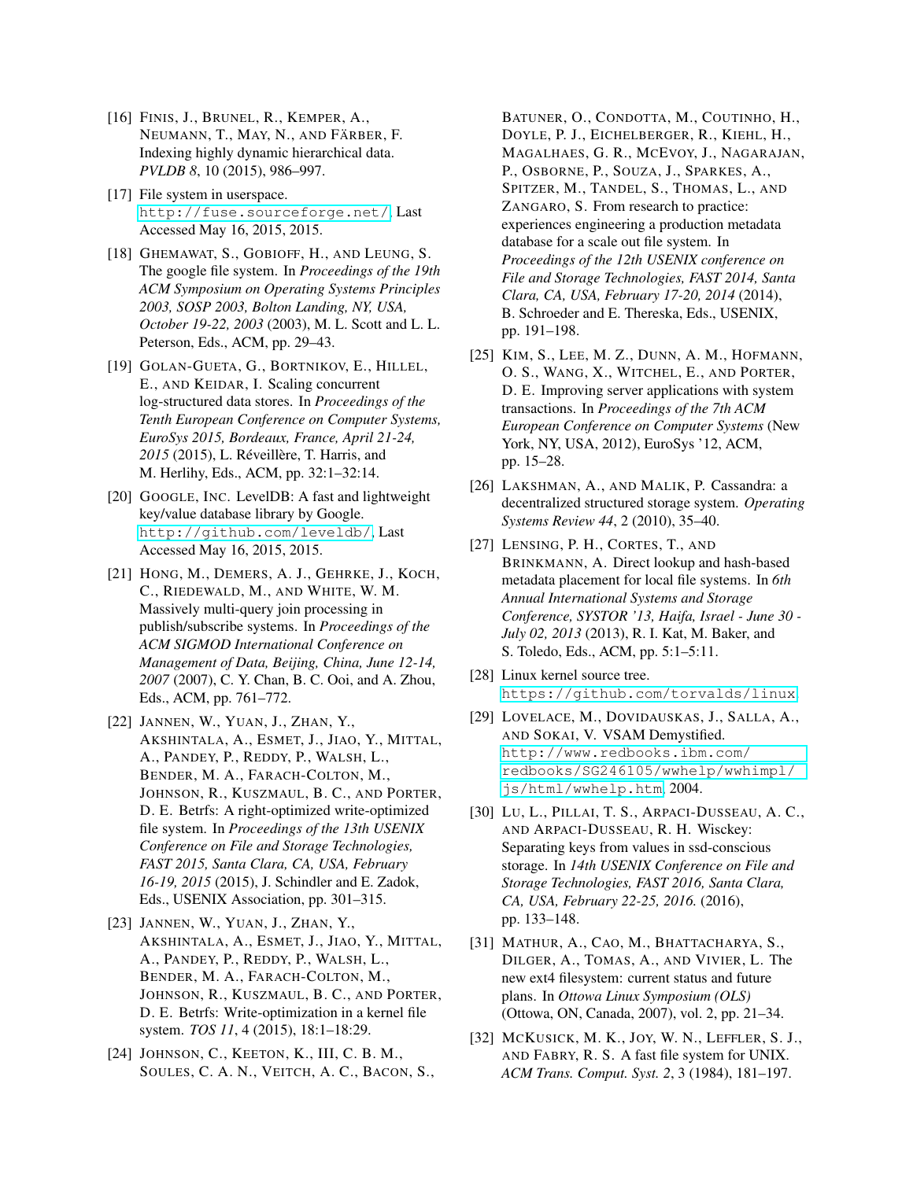[16] Finis, J., Brunel, R., Kemper, A., Neumann, T., May, N., and Färber, F. Indexing highly dynamic hierarchical data. *PVLDB 8*, 10 (2015), 986–997.

[17] File system in userspace. http://fuse.sourceforge.net/. Last Accessed May 16, 2015, 2015.

[18] Ghemawat, S., Gobioff, H., and Leung, S. The google file system. In *Proceedings of the 19th ACM Symposium on Operating Systems Principles 2003, SOSP 2003, Bolton Landing, NY, USA, October 19-22, 2003* (2003), M. L. Scott and L. L. Peterson, Eds., ACM, pp. 29–43.

[19] Golan-Gueta, G., Bortnikov, E., Hillel, E., and Keidar, I. Scaling concurrent log-structured data stores. In *Proceedings of the Tenth European Conference on Computer Systems, EuroSys 2015, Bordeaux, France, April 21-24, 2015* (2015), L. Réveillère, T. Harris, and M. Herlihy, Eds., ACM, pp. 32:1–32:14.

[20] Google, Inc. LevelDB: A fast and lightweight key/value database library by Google. http://github.com/leveldb/. Last Accessed May 16, 2015, 2015.

[21] Hong, M., Demers, A. J., Gehrke, J., Koch, C., Riedewald, M., and White, W. M. Massively multi-query join processing in publish/subscribe systems. In *Proceedings of the ACM SIGMOD International Conference on Management of Data, Beijing, China, June 12-14, 2007* (2007), C. Y. Chan, B. C. Ooi, and A. Zhou, Eds., ACM, pp. 761–772.

[22] Jannen, W., Yuan, J., Zhan, Y., Akshintala, A., Esmet, J., Jiao, Y., Mittal, A., Pandey, P., Reddy, P., Walsh, L., Bender, M. A., Farach-Colton, M., Johnson, R., Kuszmaul, B. C., and Porter, D. E. Betrfs: A right-optimized write-optimized file system. In *Proceedings of the 13th USENIX Conference on File and Storage Technologies, FAST 2015, Santa Clara, CA, USA, February 16-19, 2015* (2015), J. Schindler and E. Zadok, Eds., USENIX Association, pp. 301–315.

[23] Jannen, W., Yuan, J., Zhan, Y., Akshintala, A., Esmet, J., Jiao, Y., Mittal, A., Pandey, P., Reddy, P., Walsh, L., Bender, M. A., Farach-Colton, M., Johnson, R., Kuszmaul, B. C., and Porter, D. E. Betrfs: Write-optimization in a kernel file system. *TOS 11*, 4 (2015), 18:1–18:29.

[24] Johnson, C., Keeton, K., III, C. B. M., Soules, C. A. N., Veitch, A. C., Bacon, S., Batuner, O., Condotta, M., Coutinho, H., Doyle, P. J., Eichelberger, R., Kiehl, H., Magalhaes, G. R., McEvoy, J., Nagarajan, P., Osborne, P., Souza, J., Sparkes, A., Spitzer, M., Tandel, S., Thomas, L., and Zangaro, S. From research to practice: experiences engineering a production metadata database for a scale out file system. In *Proceedings of the 12th USENIX conference on File and Storage Technologies, FAST 2014, Santa Clara, CA, USA, February 17-20, 2014* (2014), B. Schroeder and E. Thereska, Eds., USENIX, pp. 191–198.

[25] Kim, S., Lee, M. Z., Dunn, A. M., Hofmann, O. S., Wang, X., Witchel, E., and Porter, D. E. Improving server applications with system transactions. In *Proceedings of the 7th ACM European Conference on Computer Systems* (New York, NY, USA, 2012), EuroSys '12, ACM, pp. 15–28.

[26] Lakshman, A., and Malik, P. Cassandra: a decentralized structured storage system. *Operating Systems Review 44*, 2 (2010), 35–40.

[27] Lensing, P. H., Cortes, T., and Brinkmann, A. Direct lookup and hash-based metadata placement for local file systems. In *6th Annual International Systems and Storage Conference, SYSTOR '13, Haifa, Israel - June 30 - July 02, 2013* (2013), R. I. Kat, M. Baker, and S. Toledo, Eds., ACM, pp. 5:1–5:11.

[28] Linux kernel source tree. https://github.com/torvalds/linux.

[29] Lovelace, M., Dovidauskas, J., Salla, A., and Sokai, V. VSAM Demystified. http://www.redbooks.ibm.com/redbooks/SG246105/wwhelp/wwhimpl/js/html/wwhelp.htm, 2004.

[30] Lu, L., Pillai, T. S., Arpaci-Dusseau, A. C., and Arpaci-Dusseau, R. H. Wisckey: Separating keys from values in ssd-conscious storage. In *14th USENIX Conference on File and Storage Technologies, FAST 2016, Santa Clara, CA, USA, February 22-25, 2016.* (2016), pp. 133–148.

[31] Mathur, A., Cao, M., Bhattacharya, S., Dilger, A., Tomas, A., and Vivier, L. The new ext4 filesystem: current status and future plans. In *Ottowa Linux Symposium (OLS)* (Ottowa, ON, Canada, 2007), vol. 2, pp. 21–34.

[32] McKusick, M. K., Joy, W. N., Leffler, S. J., and Fabry, R. S. A fast file system for UNIX. *ACM Trans. Comput. Syst. 2*, 3 (1984), 181–197.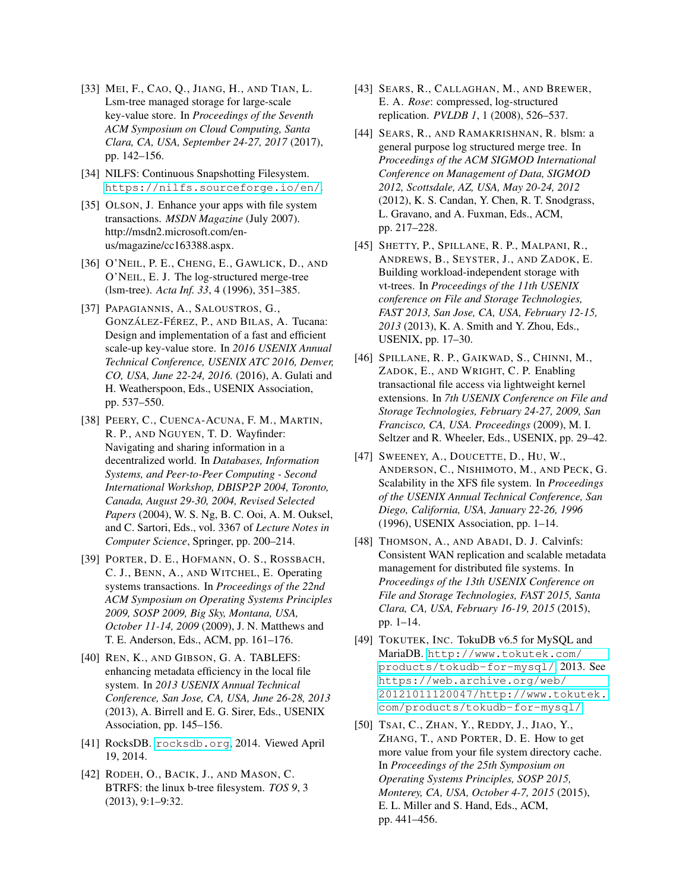[33] MEI, F., CAO, Q., JIANG, H., AND TIAN, L. Lsm-tree managed storage for large-scale key-value store. In *Proceedings of the Seventh ACM Symposium on Cloud Computing, Santa Clara, CA, USA, September 24-27, 2017* (2017), pp. 142–156.

[34] NILFS: Continuous Snapshotting Filesystem. https://nilfs.sourceforge.io/en/.

[35] OLSON, J. Enhance your apps with file system transactions. *MSDN Magazine* (July 2007). http://msdn2.microsoft.com/en-us/magazine/cc163388.aspx.

[36] O'NEIL, P. E., CHENG, E., GAWLICK, D., AND O'NEIL, E. J. The log-structured merge-tree (lsm-tree). *Acta Inf. 33*, 4 (1996), 351–385.

[37] PAPAGIANNIS, A., SALOUSTROS, G., GONZÁLEZ-FÉREZ, P., AND BILAS, A. Tucana: Design and implementation of a fast and efficient scale-up key-value store. In *2016 USENIX Annual Technical Conference, USENIX ATC 2016, Denver, CO, USA, June 22-24, 2016.* (2016), A. Gulati and H. Weatherspoon, Eds., USENIX Association, pp. 537–550.

[38] PEERY, C., CUENCA-ACUNA, F. M., MARTIN, R. P., AND NGUYEN, T. D. Wayfinder: Navigating and sharing information in a decentralized world. In *Databases, Information Systems, and Peer-to-Peer Computing - Second International Workshop, DBISP2P 2004, Toronto, Canada, August 29-30, 2004, Revised Selected Papers* (2004), W. S. Ng, B. C. Ooi, A. M. Ouksel, and C. Sartori, Eds., vol. 3367 of *Lecture Notes in Computer Science*, Springer, pp. 200–214.

[39] PORTER, D. E., HOFMANN, O. S., ROSSBACH, C. J., BENN, A., AND WITCHEL, E. Operating systems transactions. In *Proceedings of the 22nd ACM Symposium on Operating Systems Principles 2009, SOSP 2009, Big Sky, Montana, USA, October 11-14, 2009* (2009), J. N. Matthews and T. E. Anderson, Eds., ACM, pp. 161–176.

[40] REN, K., AND GIBSON, G. A. TABLEFS: enhancing metadata efficiency in the local file system. In *2013 USENIX Annual Technical Conference, San Jose, CA, USA, June 26-28, 2013* (2013), A. Birrell and E. G. Sirer, Eds., USENIX Association, pp. 145–156.

[41] RocksDB. rocksdb.org, 2014. Viewed April 19, 2014.

[42] RODEH, O., BACIK, J., AND MASON, C. BTRFS: the linux b-tree filesystem. *TOS 9*, 3 (2013), 9:1–9:32.

[43] SEARS, R., CALLAGHAN, M., AND BREWER, E. A. *Rose*: compressed, log-structured replication. *PVLDB 1*, 1 (2008), 526–537.

[44] SEARS, R., AND RAMAKRISHNAN, R. blsm: a general purpose log structured merge tree. In *Proceedings of the ACM SIGMOD International Conference on Management of Data, SIGMOD 2012, Scottsdale, AZ, USA, May 20-24, 2012* (2012), K. S. Candan, Y. Chen, R. T. Snodgrass, L. Gravano, and A. Fuxman, Eds., ACM, pp. 217–228.

[45] SHETTY, P., SPILLANE, R. P., MALPANI, R., ANDREWS, B., SEYSTER, J., AND ZADOK, E. Building workload-independent storage with vt-trees. In *Proceedings of the 11th USENIX conference on File and Storage Technologies, FAST 2013, San Jose, CA, USA, February 12-15, 2013* (2013), K. A. Smith and Y. Zhou, Eds., USENIX, pp. 17–30.

[46] SPILLANE, R. P., GAIKWAD, S., CHINNI, M., ZADOK, E., AND WRIGHT, C. P. Enabling transactional file access via lightweight kernel extensions. In *7th USENIX Conference on File and Storage Technologies, February 24-27, 2009, San Francisco, CA, USA. Proceedings* (2009), M. I. Seltzer and R. Wheeler, Eds., USENIX, pp. 29–42.

[47] SWEENEY, A., DOUCETTE, D., HU, W., ANDERSON, C., NISHIMOTO, M., AND PECK, G. Scalability in the XFS file system. In *Proceedings of the USENIX Annual Technical Conference, San Diego, California, USA, January 22-26, 1996* (1996), USENIX Association, pp. 1–14.

[48] THOMSON, A., AND ABADI, D. J. Calvinfs: Consistent WAN replication and scalable metadata management for distributed file systems. In *Proceedings of the 13th USENIX Conference on File and Storage Technologies, FAST 2015, Santa Clara, CA, USA, February 16-19, 2015* (2015), pp. 1–14.

[49] TOKUTEK, INC. TokuDB v6.5 for MySQL and MariaDB. http://www.tokutek.com/products/tokudb-for-mysql/, 2013. See https://web.archive.org/web/20121011120047/http://www.tokutek.com/products/tokudb-for-mysql/.

[50] TSAI, C., ZHAN, Y., REDDY, J., JIAO, Y., ZHANG, T., AND PORTER, D. E. How to get more value from your file system directory cache. In *Proceedings of the 25th Symposium on Operating Systems Principles, SOSP 2015, Monterey, CA, USA, October 4-7, 2015* (2015), E. L. Miller and S. Hand, Eds., ACM, pp. 441–456.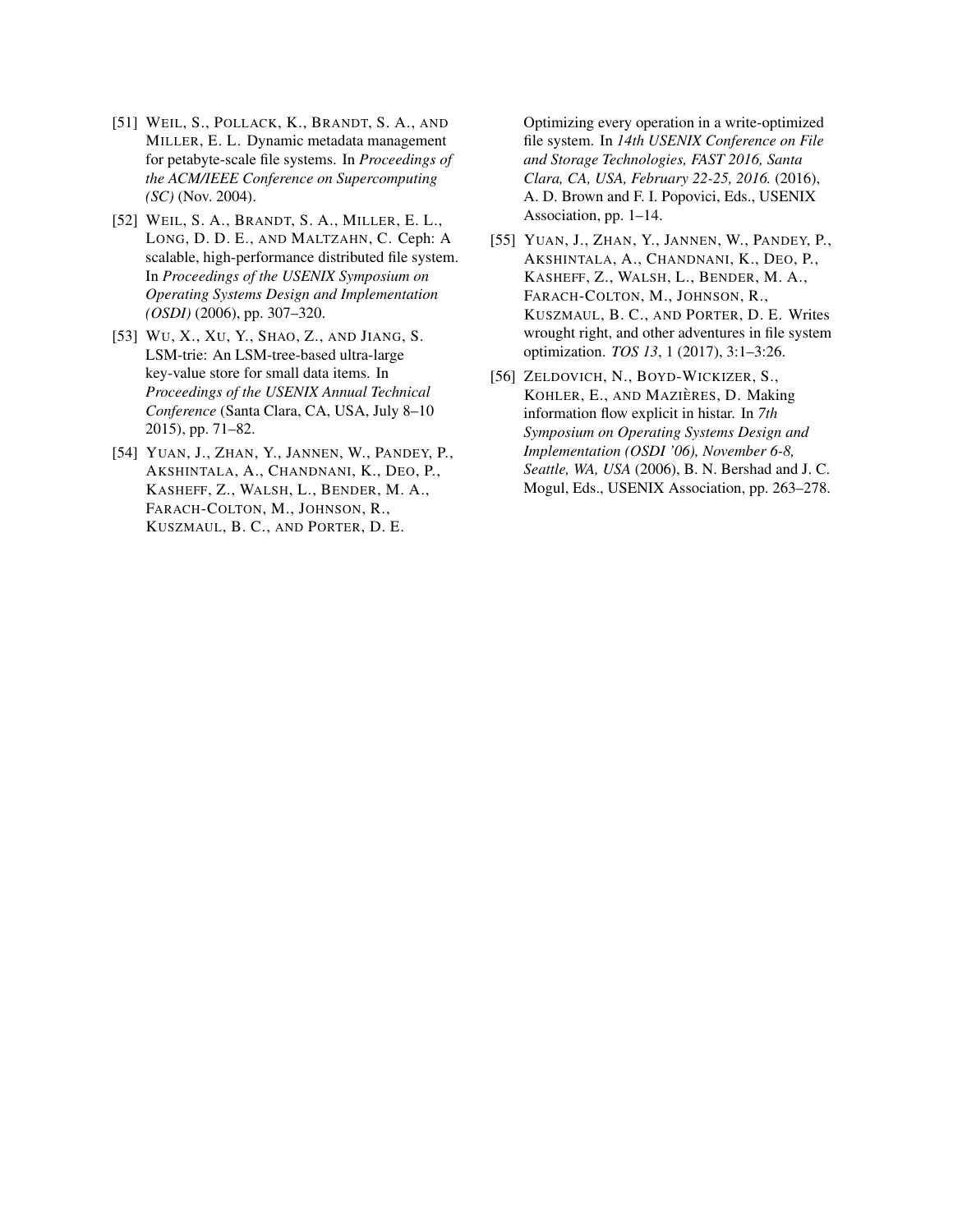[51] WEIL, S., POLLACK, K., BRANDT, S. A., AND MILLER, E. L. Dynamic metadata management for petabyte-scale file systems. In *Proceedings of the ACM/IEEE Conference on Supercomputing (SC)* (Nov. 2004).

[52] WEIL, S. A., BRANDT, S. A., MILLER, E. L., LONG, D. D. E., AND MALTZAHN, C. Ceph: A scalable, high-performance distributed file system. In *Proceedings of the USENIX Symposium on Operating Systems Design and Implementation (OSDI)* (2006), pp. 307–320.

[53] WU, X., XU, Y., SHAO, Z., AND JIANG, S. LSM-trie: An LSM-tree-based ultra-large key-value store for small data items. In *Proceedings of the USENIX Annual Technical Conference* (Santa Clara, CA, USA, July 8–10 2015), pp. 71–82.

[54] YUAN, J., ZHAN, Y., JANNEN, W., PANDEY, P., AKSHINTALA, A., CHANDNANI, K., DEO, P., KASHEFF, Z., WALSH, L., BENDER, M. A., FARACH-COLTON, M., JOHNSON, R., KUSZMAUL, B. C., AND PORTER, D. E. Optimizing every operation in a write-optimized file system. In *14th USENIX Conference on File and Storage Technologies, FAST 2016, Santa Clara, CA, USA, February 22-25, 2016.* (2016), A. D. Brown and F. I. Popovici, Eds., USENIX Association, pp. 1–14.

[55] YUAN, J., ZHAN, Y., JANNEN, W., PANDEY, P., AKSHINTALA, A., CHANDNANI, K., DEO, P., KASHEFF, Z., WALSH, L., BENDER, M. A., FARACH-COLTON, M., JOHNSON, R., KUSZMAUL, B. C., AND PORTER, D. E. Writes wrought right, and other adventures in file system optimization. *TOS 13*, 1 (2017), 3:1–3:26.

[56] ZELDOVICH, N., BOYD-WICKIZER, S., KOHLER, E., AND MAZIÈRES, D. Making information flow explicit in histar. In *7th Symposium on Operating Systems Design and Implementation (OSDI '06), November 6-8, Seattle, WA, USA* (2006), B. N. Bershad and J. C. Mogul, Eds., USENIX Association, pp. 263–278.